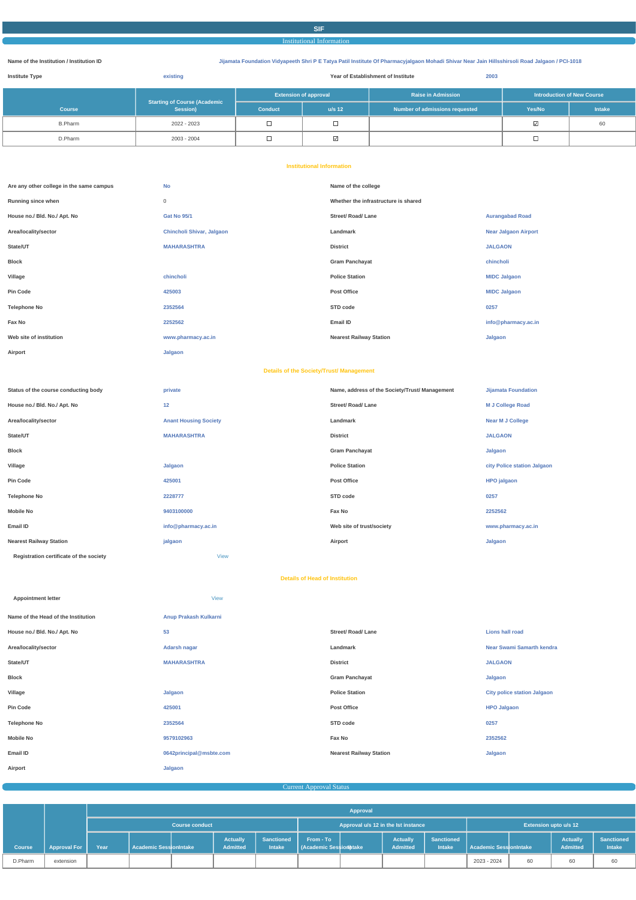# SIF

## Institutional Information

**Name of the Institution / Institution ID**: Jijamata Foundation Vidyapeeth Shri P E Tatya Patil Institute Of Pharmacyjalgaon Mohadi Shivar Near Jain Hillsshirsoli Road Jalgaon / PCI-1018

**Institute Type**: existing

**Year of Establishment of Institute**: 2003

| Course | Starting of Course (Academic Session) | Extension of approval | | Raise in Admission | Introduction of New Course | |
|---|---|---|---|---|---|---|
| | | Conduct | u/s 12 | Number of admissions requested | Yes/No | Intake |
| B.Pharm | 2022 - 2023 | ☐ | ☐ | | ☑ | 60 |
| D.Pharm | 2003 - 2004 | ☐ | ☑ | | ☐ | |

### Institutional Information

| | | | |
|---|---|---|---|
| Are any other college in the same campus | No | Name of the college | |
| Running since when | 0 | Whether the infrastructure is shared | |
| House no./ Bld. No./ Apt. No | Gat No 95/1 | Street/ Road/ Lane | Aurangabad Road |
| Area/locality/sector | Chincholi Shivar, Jalgaon | Landmark | Near Jalgaon Airport |
| State/UT | MAHARASHTRA | District | JALGAON |
| Block | | Gram Panchayat | chincholi |
| Village | chincholi | Police Station | MIDC Jalgaon |
| Pin Code | 425003 | Post Office | MIDC Jalgaon |
| Telephone No | 2352564 | STD code | 0257 |
| Fax No | 2252562 | Email ID | info@pharmacy.ac.in |
| Web site of institution | www.pharmacy.ac.in | Nearest Railway Station | Jalgaon |
| Airport | Jalgaon | | |

### Details of the Society/Trust/ Management

| | | | |
|---|---|---|---|
| Status of the course conducting body | private | Name, address of the Society/Trust/ Management | Jijamata Foundation |
| House no./ Bld. No./ Apt. No | 12 | Street/ Road/ Lane | M J College Road |
| Area/locality/sector | Anant Housing Society | Landmark | Near M J College |
| State/UT | MAHARASHTRA | District | JALGAON |
| Block | | Gram Panchayat | Jalgaon |
| Village | Jalgaon | Police Station | city Police station Jalgaon |
| Pin Code | 425001 | Post Office | HPO jalgaon |
| Telephone No | 2228777 | STD code | 0257 |
| Mobile No | 9403100000 | Fax No | 2252562 |
| Email ID | info@pharmacy.ac.in | Web site of trust/society | www.pharmacy.ac.in |
| Nearest Railway Station | jalgaon | Airport | Jalgaon |

**Registration certificate of the society**: View

### Details of Head of Institution

**Appointment letter**: View

| | | | |
|---|---|---|---|
| Name of the Head of the Institution | Anup Prakash Kulkarni | | |
| House no./ Bld. No./ Apt. No | 53 | Street/ Road/ Lane | Lions hall road |
| Area/locality/sector | Adarsh nagar | Landmark | Near Swami Samarth kendra |
| State/UT | MAHARASHTRA | District | JALGAON |
| Block | | Gram Panchayat | Jalgaon |
| Village | Jalgaon | Police Station | City police station Jalgaon |
| Pin Code | 425001 | Post Office | HPO Jalgaon |
| Telephone No | 2352564 | STD code | 0257 |
| Mobile No | 9579102963 | Fax No | 2352562 |
| Email ID | 0642principal@msbte.com | Nearest Railway Station | Jalgaon |
| Airport | Jalgaon | | |

## Current Approval Status

| Course | Approval For | Approval | | | | | | | | | | | | |
|---|---|---|---|---|---|---|---|---|---|---|---|---|---|---|
| | | Course conduct | | | | | Approval u/s 12 in the Ist instance | | | | Extension upto u/s 12 | | | |
| | | Year | Academic Session | Intake | Actually Admitted | Sanctioned Intake | From - To (Academic Session) | Intake | Actually Admitted | Sanctioned Intake | Academic Session | Intake | Actually Admitted | Sanctioned Intake |
| D.Pharm | extension | | | | | | | | | | 2023 - 2024 | 60 | 60 | 60 |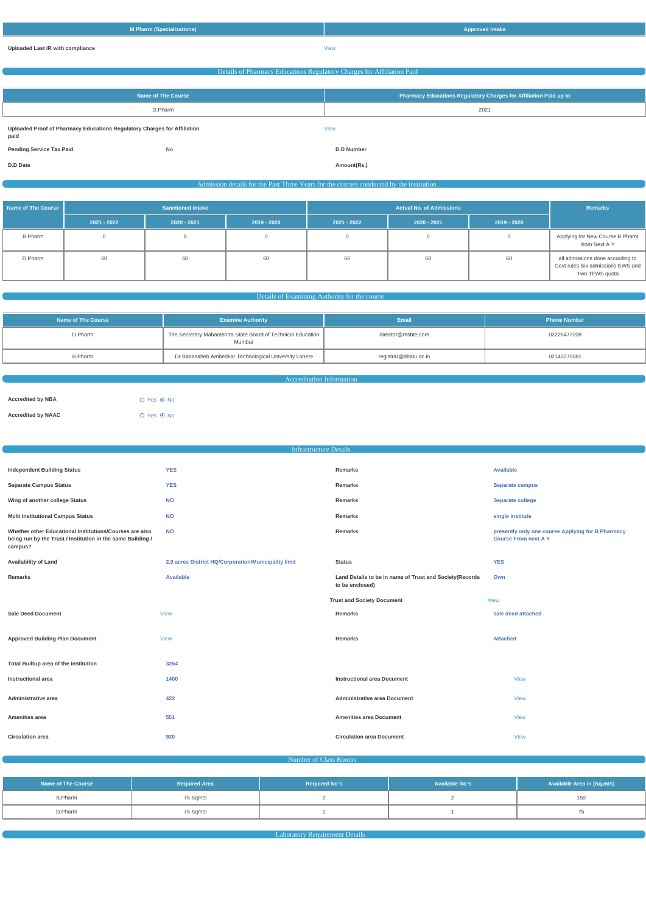| M Pharm (Specializations) | Approved Intake |
| --- | --- |

**Uploaded Last IR with compliance** View

## Details of Pharmacy Educations Regulatory Charges for Affiliation Paid

| Name of The Course | Pharmacy Educations Regulatory Charges for Affiliation Paid up to |
| --- | --- |
| D.Pharm | 2021 |

**Uploaded Proof of Pharmacy Educations Regulatory Charges for Affiliation paid** View

**Pending Service Tax Paid** No

**D.D Number**

**D.D Date**

**Amount(Rs.)**

## Admission details for the Past Three Years for the courses conducted by the institution

| Name of The Course | Sanctioned intake | | | Actual No. of Admissions | | | Remarks |
| --- | --- | --- | --- | --- | --- | --- | --- |
| | 2021 - 2022 | 2020 - 2021 | 2019 - 2020 | 2021 - 2022 | 2020 - 2021 | 2019 - 2020 | |
| B.Pharm | 0 | 0 | 0 | 0 | 0 | 0 | Applying for New Course B Pharm from Next A Y |
| D.Pharm | 60 | 60 | 60 | 66 | 68 | 60 | all admissions done according to Govt rules Six admissions EWS and Two TFWS quota |

## Details of Examining Authority for the course

| Name of The Course | Examine Authority | Email | Phone Number |
| --- | --- | --- | --- |
| D.Pharm | The Secretary Maharashtra State Board of Technical Education Mumbai | director@msbte.com | 02226477208 |
| B.Pharm | Dr Babasaheb Ambedkar Technological University Lonere | registrar@dbatu.ac.in | 02140275081 |

## Accreditation Information

**Accredited by NBA** ○ Yes ⦿ No

**Accredited by NAAC** ○ Yes ⦿ No

## Infrastructure Details

| | | | |
| --- | --- | --- | --- |
| **Independent Building Status** | YES | **Remarks** | Available |
| **Separate Campus Status** | YES | **Remarks** | Separate campus |
| **Wing of another college Status** | NO | **Remarks** | Separate college |
| **Multi Institutional Campus Status** | NO | **Remarks** | single institute |
| **Whether other Educational Institutions/Courses are also being run by the Trust / Institution in the same Building / campus?** | NO | **Remarks** | presently only one course Applying for B Pharmacy Course From next A Y |
| **Availability of Land** | 2.0 acres District HQ/Corporation/Municipality limit | **Status** | YES |
| **Remarks** | Available | **Land Details to be in name of Trust and Society(Records to be enclosed)** | Own |
| | | **Trust and Society Document** | View |
| **Sale Deed Document** | View | **Remarks** | sale deed attached |
| **Approved Building Plan Document** | View | **Remarks** | Attached |
| **Total Builtup area of the institution** | 3264 | | |
| **Instructional area** | 1400 | **Instructional area Document** | View |
| **Administrative area** | 422 | **Administrative area Document** | View |
| **Amenities area** | 551 | **Amenities area Document** | View |
| **Circulation area** | 920 | **Circulation area Document** | View |

## Number of Class Rooms

| Name of The Course | Required Area | Required No's | Available No's | Available Area in (Sq.mts) |
| --- | --- | --- | --- | --- |
| B.Pharm | 75 Sqmts | 2 | 2 | 150 |
| D.Pharm | 75 Sqmts | 1 | 1 | 75 |

## Laboratory Requirement Details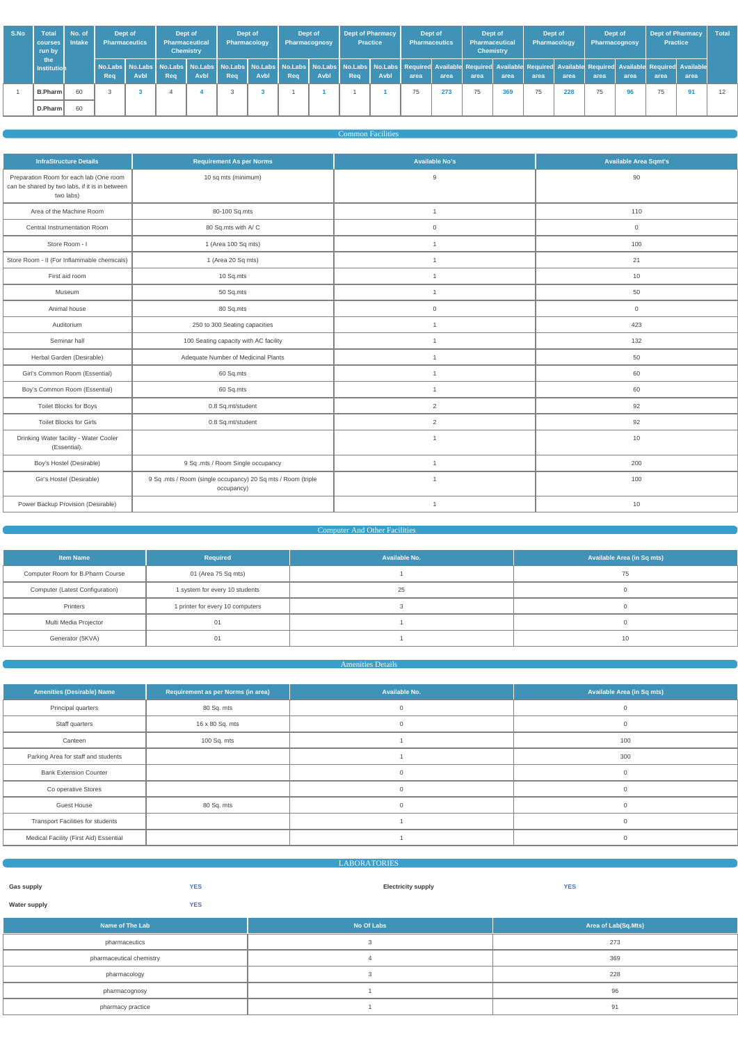| S.No | Total courses run by the Institution | No. of Intake | Dept of Pharmaceutics | | Dept of Pharmaceutical Chemistry | | Dept of Pharmacology | | Dept of Pharmacognosy | | Dept of Pharmacy Practice | | Dept of Pharmaceutics | | Dept of Pharmaceutical Chemistry | | Dept of Pharmacology | | Dept of Pharmacognosy | | Dept of Pharmacy Practice | | Total |
|---|---|---|---|---|---|---|---|---|---|---|---|---|---|---|---|---|---|---|---|---|---|---|---|
| | | | No.Labs Req | No.Labs Avbl | No.Labs Req | No.Labs Avbl | No.Labs Req | No.Labs Avbl | No.Labs Req | No.Labs Avbl | No.Labs Req | No.Labs Avbl | Required area | Available area | Required area | Available area | Required area | Available area | Required area | Available area | Required area | Available area | |
| 1 | B.Pharm | 60 | 3 | 3 | 4 | 4 | 3 | 3 | 1 | 1 | 1 | 1 | 75 | 273 | 75 | 369 | 75 | 228 | 75 | 96 | 75 | 91 | 12 |
| | D.Pharm | 60 | | | | | | | | | | | | | | | | | | | | | |

## Common Facilities

| InfraStructure Details | Requirement As per Norms | Available No's | Available Area Sqmt's |
|---|---|---|---|
| Preparation Room for each lab (One room can be shared by two labs, if it is in between two labs) | 10 sq mts (minimum) | 9 | 90 |
| Area of the Machine Room | 80-100 Sq.mts | 1 | 110 |
| Central Instrumentation Room | 80 Sq.mts with A/ C | 0 | 0 |
| Store Room - I | 1 (Area 100 Sq mts) | 1 | 100 |
| Store Room - II (For Inflammable chemicals) | 1 (Area 20 Sq mts) | 1 | 21 |
| First aid room | 10 Sq.mts | 1 | 10 |
| Museum | 50 Sq.mts | 1 | 50 |
| Animal house | 80 Sq.mts | 0 | 0 |
| Auditorium | 250 to 300 Seating capacities | 1 | 423 |
| Seminar hall | 100 Seating capacity with AC facility | 1 | 132 |
| Herbal Garden (Desirable) | Adequate Number of Medicinal Plants | 1 | 50 |
| Girl's Common Room (Essential) | 60 Sq.mts | 1 | 60 |
| Boy's Common Room (Essential) | 60 Sq.mts | 1 | 60 |
| Toilet Blocks for Boys | 0.8 Sq.mt/student | 2 | 92 |
| Toilet Blocks for Girls | 0.8 Sq.mt/student | 2 | 92 |
| Drinking Water facility - Water Cooler (Essential). | | 1 | 10 |
| Boy's Hostel (Desirable) | 9 Sq .mts / Room Single occupancy | 1 | 200 |
| Gir's Hostel (Desirable) | 9 Sq .mts / Room (single occupancy) 20 Sq mts / Room (triple occupancy) | 1 | 100 |
| Power Backup Provision (Desirable) | | 1 | 10 |

## Computer And Other Facilities

| Item Name | Required | Available No. | Available Area (in Sq mts) |
|---|---|---|---|
| Computer Room for B.Pharm Course | 01 (Area 75 Sq mts) | 1 | 75 |
| Computer (Latest Configuration) | 1 system for every 10 students | 25 | 0 |
| Printers | 1 printer for every 10 computers | 3 | 0 |
| Multi Media Projector | 01 | 1 | 0 |
| Generator (5KVA) | 01 | 1 | 10 |

## Amenities Details

| Amenities (Desirable) Name | Requirement as per Norms (in area) | Available No. | Available Area (in Sq mts) |
|---|---|---|---|
| Principal quarters | 80 Sq. mts | 0 | 0 |
| Staff quarters | 16 x 80 Sq. mts | 0 | 0 |
| Canteen | 100 Sq. mts | 1 | 100 |
| Parking Area for staff and students | | 1 | 300 |
| Bank Extension Counter | | 0 | 0 |
| Co operative Stores | | 0 | 0 |
| Guest House | 80 Sq. mts | 0 | 0 |
| Transport Facilities for students | | 1 | 0 |
| Medical Facility (First Aid) Essential | | 1 | 0 |

## LABORATORIES

**Gas supply** YES **Electricity supply** YES

**Water supply** YES

| Name of The Lab | No Of Labs | Area of Lab(Sq.Mts) |
|---|---|---|
| pharmaceutics | 3 | 273 |
| pharmaceutical chemistry | 4 | 369 |
| pharmacology | 3 | 228 |
| pharmacognosy | 1 | 96 |
| pharmacy practice | 1 | 91 |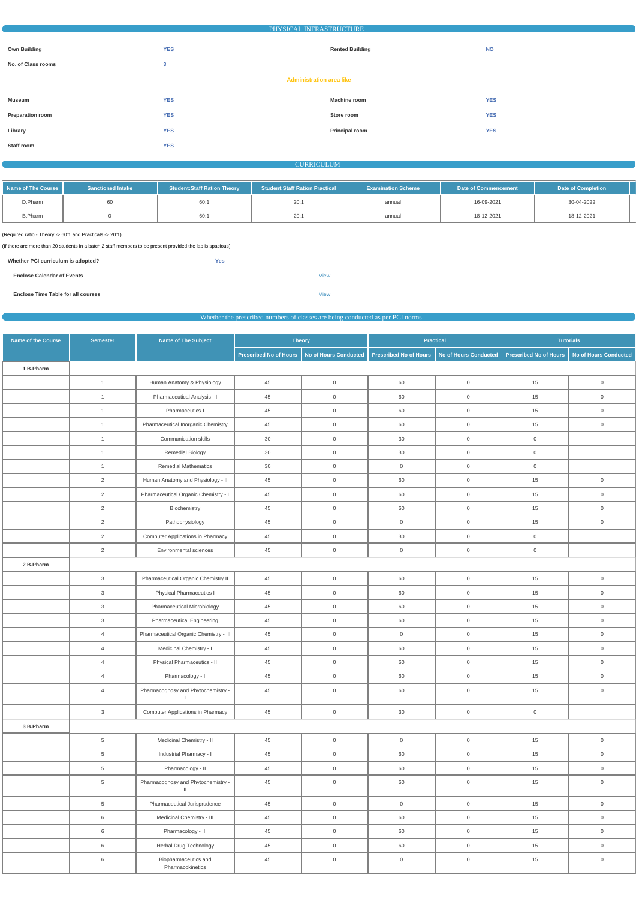## PHYSICAL INFRASTRUCTURE

| | | | |
|---|---|---|---|
| **Own Building** | YES | **Rented Building** | NO |
| **No. of Class rooms** | 3 | | |

**Administration area like**

| | | | |
|---|---|---|---|
| **Museum** | YES | **Machine room** | YES |
| **Preparation room** | YES | **Store room** | YES |
| **Library** | YES | **Principal room** | YES |
| **Staff room** | YES | | |

## CURRICULUM

| Name of The Course | Sanctioned Intake | Student:Staff Ration Theory | Student:Staff Ration Practical | Examination Scheme | Date of Commencement | Date of Completion |
|---|---|---|---|---|---|---|
| D.Pharm | 60 | 60:1 | 20:1 | annual | 16-09-2021 | 30-04-2022 |
| B.Pharm | 0 | 60:1 | 20:1 | annual | 18-12-2021 | 18-12-2021 |

(Required ratio - Theory -> 60:1 and Practicals -> 20:1)

(If there are more than 20 students in a batch 2 staff members to be present provided the lab is spacious)

| | |
|---|---|
| **Whether PCI curriculum is adopted?** | Yes |
| **Enclose Calendar of Events** | View |
| **Enclose Time Table for all courses** | View |

## Whether the prescribed numbers of classes are being conducted as per PCI norms

| Name of the Course | Semester | Name of The Subject | Theory | | Practical | | Tutorials | |
|---|---|---|---|---|---|---|---|---|
| | | | Prescribed No of Hours | No of Hours Conducted | Prescribed No of Hours | No of Hours Conducted | Prescribed No of Hours | No of Hours Conducted |
| **1 B.Pharm** | | | | | | | | |
| | 1 | Human Anatomy & Physiology | 45 | 0 | 60 | 0 | 15 | 0 |
| | 1 | Pharmaceutical Analysis - I | 45 | 0 | 60 | 0 | 15 | 0 |
| | 1 | Pharmaceutics-I | 45 | 0 | 60 | 0 | 15 | 0 |
| | 1 | Pharmaceutical Inorganic Chemistry | 45 | 0 | 60 | 0 | 15 | 0 |
| | 1 | Communication skills | 30 | 0 | 30 | 0 | 0 | |
| | 1 | Remedial Biology | 30 | 0 | 30 | 0 | 0 | |
| | 1 | Remedial Mathematics | 30 | 0 | 0 | 0 | 0 | |
| | 2 | Human Anatomy and Physiology - II | 45 | 0 | 60 | 0 | 15 | 0 |
| | 2 | Pharmaceutical Organic Chemistry - I | 45 | 0 | 60 | 0 | 15 | 0 |
| | 2 | Biochemistry | 45 | 0 | 60 | 0 | 15 | 0 |
| | 2 | Pathophysiology | 45 | 0 | 0 | 0 | 15 | 0 |
| | 2 | Computer Applications in Pharmacy | 45 | 0 | 30 | 0 | 0 | |
| | 2 | Environmental sciences | 45 | 0 | 0 | 0 | 0 | |
| **2 B.Pharm** | | | | | | | | |
| | 3 | Pharmaceutical Organic Chemistry II | 45 | 0 | 60 | 0 | 15 | 0 |
| | 3 | Physical Pharmaceutics I | 45 | 0 | 60 | 0 | 15 | 0 |
| | 3 | Pharmaceutical Microbiology | 45 | 0 | 60 | 0 | 15 | 0 |
| | 3 | Pharmaceutical Engineering | 45 | 0 | 60 | 0 | 15 | 0 |
| | 4 | Pharmaceutical Organic Chemistry - III | 45 | 0 | 0 | 0 | 15 | 0 |
| | 4 | Medicinal Chemistry - I | 45 | 0 | 60 | 0 | 15 | 0 |
| | 4 | Physical Pharmaceutics - II | 45 | 0 | 60 | 0 | 15 | 0 |
| | 4 | Pharmacology - I | 45 | 0 | 60 | 0 | 15 | 0 |
| | 4 | Pharmacognosy and Phytochemistry - I | 45 | 0 | 60 | 0 | 15 | 0 |
| | 3 | Computer Applications in Pharmacy | 45 | 0 | 30 | 0 | 0 | |
| **3 B.Pharm** | | | | | | | | |
| | 5 | Medicinal Chemistry - II | 45 | 0 | 0 | 0 | 15 | 0 |
| | 5 | Industrial Pharmacy - I | 45 | 0 | 60 | 0 | 15 | 0 |
| | 5 | Pharmacology - II | 45 | 0 | 60 | 0 | 15 | 0 |
| | 5 | Pharmacognosy and Phytochemistry - II | 45 | 0 | 60 | 0 | 15 | 0 |
| | 5 | Pharmaceutical Jurisprudence | 45 | 0 | 0 | 0 | 15 | 0 |
| | 6 | Medicinal Chemistry - III | 45 | 0 | 60 | 0 | 15 | 0 |
| | 6 | Pharmacology - III | 45 | 0 | 60 | 0 | 15 | 0 |
| | 6 | Herbal Drug Technology | 45 | 0 | 60 | 0 | 15 | 0 |
| | 6 | Biopharmaceutics and Pharmacokinetics | 45 | 0 | 0 | 0 | 15 | 0 |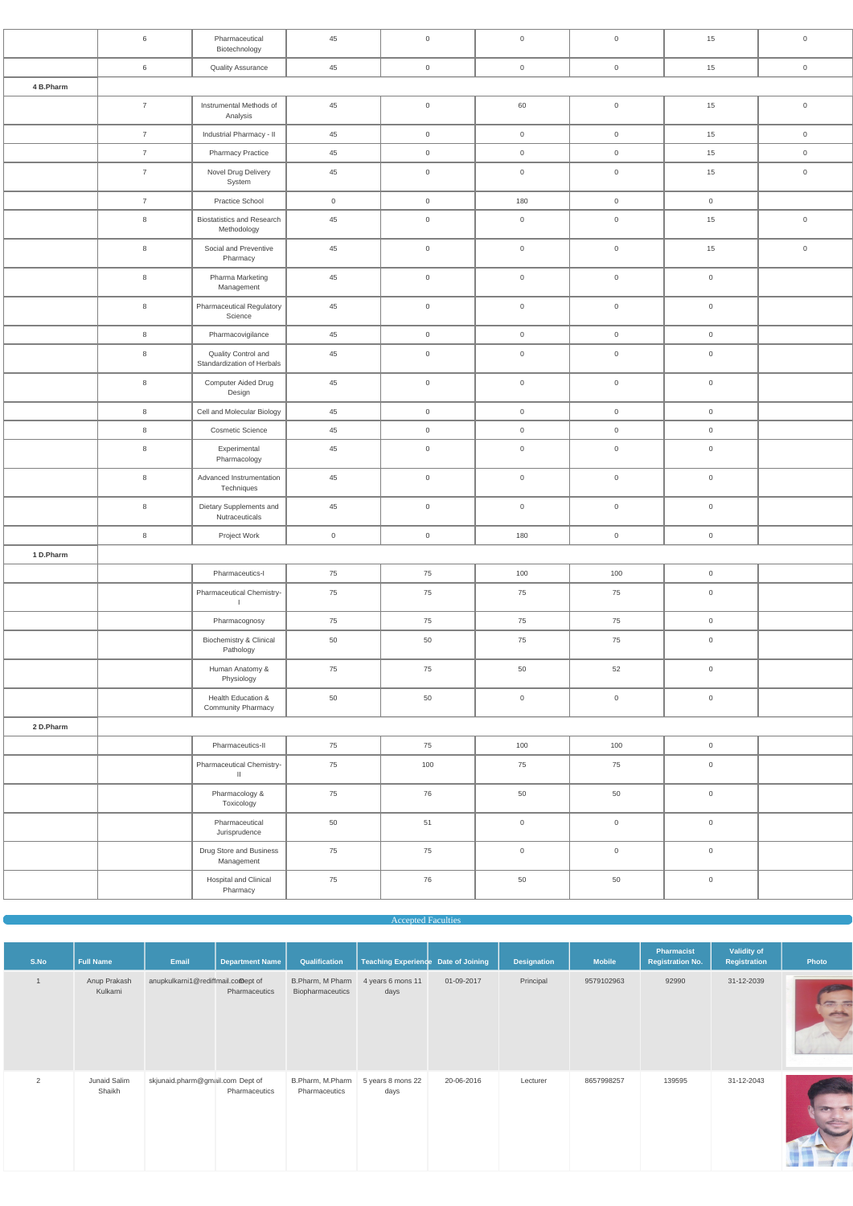| | | | | | | | |
|---|---|---|---|---|---|---|---|
| | 6 | Pharmaceutical Biotechnology | 45 | 0 | 0 | 0 | 15 | 0 |
| | 6 | Quality Assurance | 45 | 0 | 0 | 0 | 15 | 0 |
| 4 B.Pharm | | | | | | | | |
| | 7 | Instrumental Methods of Analysis | 45 | 0 | 60 | 0 | 15 | 0 |
| | 7 | Industrial Pharmacy - II | 45 | 0 | 0 | 0 | 15 | 0 |
| | 7 | Pharmacy Practice | 45 | 0 | 0 | 0 | 15 | 0 |
| | 7 | Novel Drug Delivery System | 45 | 0 | 0 | 0 | 15 | 0 |
| | 7 | Practice School | 0 | 0 | 180 | 0 | 0 | |
| | 8 | Biostatistics and Research Methodology | 45 | 0 | 0 | 0 | 15 | 0 |
| | 8 | Social and Preventive Pharmacy | 45 | 0 | 0 | 0 | 15 | 0 |
| | 8 | Pharma Marketing Management | 45 | 0 | 0 | 0 | 0 | |
| | 8 | Pharmaceutical Regulatory Science | 45 | 0 | 0 | 0 | 0 | |
| | 8 | Pharmacovigilance | 45 | 0 | 0 | 0 | 0 | |
| | 8 | Quality Control and Standardization of Herbals | 45 | 0 | 0 | 0 | 0 | |
| | 8 | Computer Aided Drug Design | 45 | 0 | 0 | 0 | 0 | |
| | 8 | Cell and Molecular Biology | 45 | 0 | 0 | 0 | 0 | |
| | 8 | Cosmetic Science | 45 | 0 | 0 | 0 | 0 | |
| | 8 | Experimental Pharmacology | 45 | 0 | 0 | 0 | 0 | |
| | 8 | Advanced Instrumentation Techniques | 45 | 0 | 0 | 0 | 0 | |
| | 8 | Dietary Supplements and Nutraceuticals | 45 | 0 | 0 | 0 | 0 | |
| | 8 | Project Work | 0 | 0 | 180 | 0 | 0 | |
| 1 D.Pharm | | | | | | | | |
| | | Pharmaceutics-I | 75 | 75 | 100 | 100 | 0 | |
| | | Pharmaceutical Chemistry-I | 75 | 75 | 75 | 75 | 0 | |
| | | Pharmacognosy | 75 | 75 | 75 | 75 | 0 | |
| | | Biochemistry & Clinical Pathology | 50 | 50 | 75 | 75 | 0 | |
| | | Human Anatomy & Physiology | 75 | 75 | 50 | 52 | 0 | |
| | | Health Education & Community Pharmacy | 50 | 50 | 0 | 0 | 0 | |
| 2 D.Pharm | | | | | | | | |
| | | Pharmaceutics-II | 75 | 75 | 100 | 100 | 0 | |
| | | Pharmaceutical Chemistry-II | 75 | 100 | 75 | 75 | 0 | |
| | | Pharmacology & Toxicology | 75 | 76 | 50 | 50 | 0 | |
| | | Pharmaceutical Jurisprudence | 50 | 51 | 0 | 0 | 0 | |
| | | Drug Store and Business Management | 75 | 75 | 0 | 0 | 0 | |
| | | Hospital and Clinical Pharmacy | 75 | 76 | 50 | 50 | 0 | |

## Accepted Faculties

| S.No | Full Name | Email | Department Name | Qualification | Teaching Experience | Date of Joining | Designation | Mobile | Pharmacist Registration No. | Validity of Registration | Photo |
|---|---|---|---|---|---|---|---|---|---|---|---|
| 1 | Anup Prakash Kulkarni | anupkulkarni1@rediffmail.com | Dept of Pharmaceutics | B.Pharm, M Pharm Biopharmaceutics | 4 years 6 mons 11 days | 01-09-2017 | Principal | 9579102963 | 92990 | 31-12-2039 | |
| 2 | Junaid Salim Shaikh | skjunaid.pharm@gmail.com | Dept of Pharmaceutics | B.Pharm, M.Pharm Pharmaceutics | 5 years 8 mons 22 days | 20-06-2016 | Lecturer | 8657998257 | 139595 | 31-12-2043 | |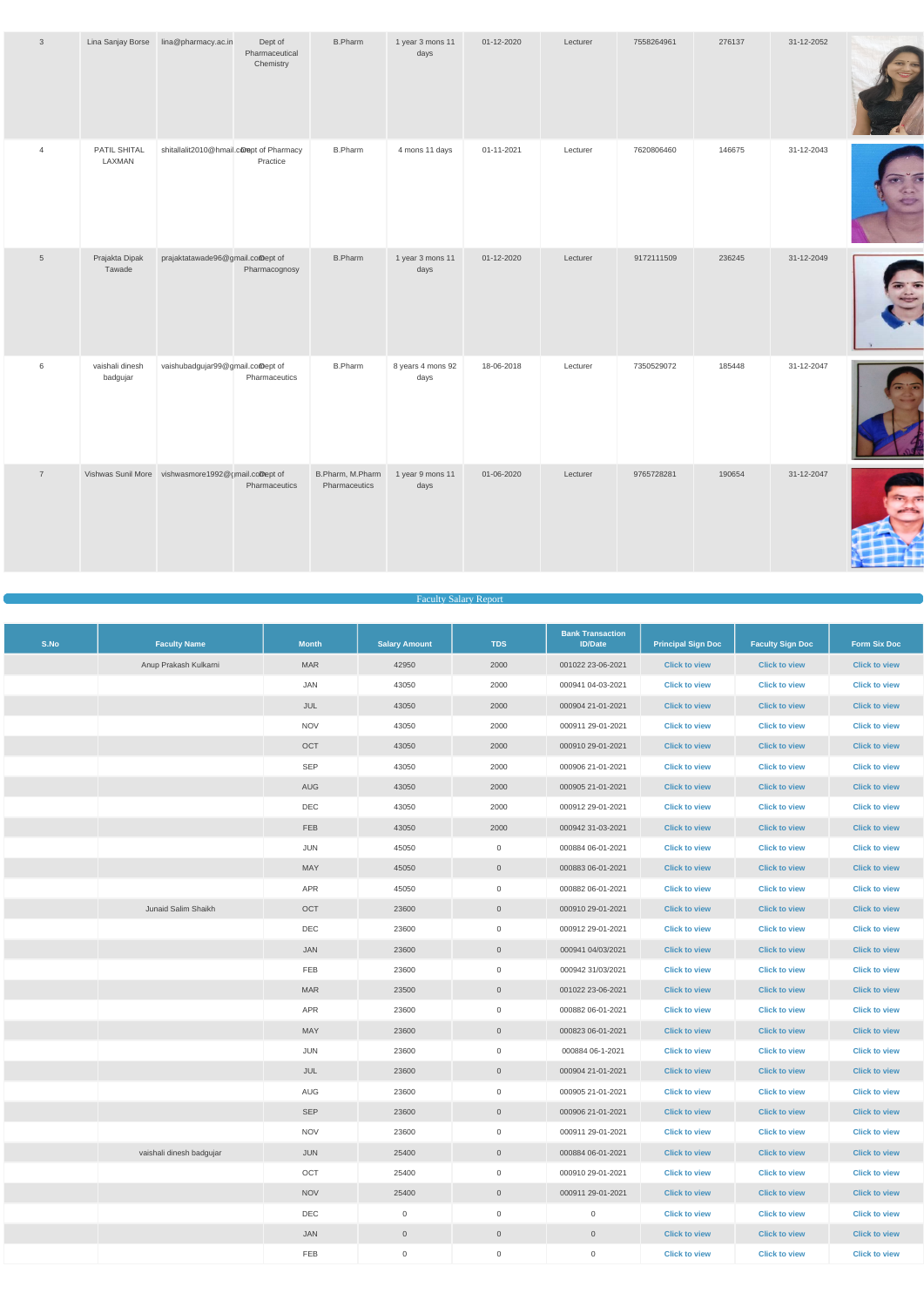| 3 | Lina Sanjay Borse | lina@pharmacy.ac.in | Dept of Pharmaceutical Chemistry | B.Pharm | 1 year 3 mons 11 days | 01-12-2020 | Lecturer | 7558264961 | 276137 | 31-12-2052 | |
|---|---|---|---|---|---|---|---|---|---|---|---|
| 4 | PATIL SHITAL LAXMAN | shitallalit2010@hmail.com | Dept of Pharmacy Practice | B.Pharm | 4 mons 11 days | 01-11-2021 | Lecturer | 7620806460 | 146675 | 31-12-2043 | |
| 5 | Prajakta Dipak Tawade | prajaktatawade96@gmail.com | Dept of Pharmacognosy | B.Pharm | 1 year 3 mons 11 days | 01-12-2020 | Lecturer | 9172111509 | 236245 | 31-12-2049 | |
| 6 | vaishali dinesh badgujar | vaishubadgujar99@gmail.com | Dept of Pharmaceutics | B.Pharm | 8 years 4 mons 92 days | 18-06-2018 | Lecturer | 7350529072 | 185448 | 31-12-2047 | |
| 7 | Vishwas Sunil More | vishwasmore1992@gmail.com | Dept of Pharmaceutics | B.Pharm, M.Pharm Pharmaceutics | 1 year 9 mons 11 days | 01-06-2020 | Lecturer | 9765728281 | 190654 | 31-12-2047 | |

Faculty Salary Report

| S.No | Faculty Name | Month | Salary Amount | TDS | Bank Transaction ID/Date | Principal Sign Doc | Faculty Sign Doc | Form Six Doc |
|---|---|---|---|---|---|---|---|---|
| | Anup Prakash Kulkarni | MAR | 42950 | 2000 | 001022 23-06-2021 | Click to view | Click to view | Click to view |
| | | JAN | 43050 | 2000 | 000941 04-03-2021 | Click to view | Click to view | Click to view |
| | | JUL | 43050 | 2000 | 000904 21-01-2021 | Click to view | Click to view | Click to view |
| | | NOV | 43050 | 2000 | 000911 29-01-2021 | Click to view | Click to view | Click to view |
| | | OCT | 43050 | 2000 | 000910 29-01-2021 | Click to view | Click to view | Click to view |
| | | SEP | 43050 | 2000 | 000906 21-01-2021 | Click to view | Click to view | Click to view |
| | | AUG | 43050 | 2000 | 000905 21-01-2021 | Click to view | Click to view | Click to view |
| | | DEC | 43050 | 2000 | 000912 29-01-2021 | Click to view | Click to view | Click to view |
| | | FEB | 43050 | 2000 | 000942 31-03-2021 | Click to view | Click to view | Click to view |
| | | JUN | 45050 | 0 | 000884 06-01-2021 | Click to view | Click to view | Click to view |
| | | MAY | 45050 | 0 | 000883 06-01-2021 | Click to view | Click to view | Click to view |
| | | APR | 45050 | 0 | 000882 06-01-2021 | Click to view | Click to view | Click to view |
| | Junaid Salim Shaikh | OCT | 23600 | 0 | 000910 29-01-2021 | Click to view | Click to view | Click to view |
| | | DEC | 23600 | 0 | 000912 29-01-2021 | Click to view | Click to view | Click to view |
| | | JAN | 23600 | 0 | 000941 04/03/2021 | Click to view | Click to view | Click to view |
| | | FEB | 23600 | 0 | 000942 31/03/2021 | Click to view | Click to view | Click to view |
| | | MAR | 23500 | 0 | 001022 23-06-2021 | Click to view | Click to view | Click to view |
| | | APR | 23600 | 0 | 000882 06-01-2021 | Click to view | Click to view | Click to view |
| | | MAY | 23600 | 0 | 000823 06-01-2021 | Click to view | Click to view | Click to view |
| | | JUN | 23600 | 0 | 000884 06-1-2021 | Click to view | Click to view | Click to view |
| | | JUL | 23600 | 0 | 000904 21-01-2021 | Click to view | Click to view | Click to view |
| | | AUG | 23600 | 0 | 000905 21-01-2021 | Click to view | Click to view | Click to view |
| | | SEP | 23600 | 0 | 000906 21-01-2021 | Click to view | Click to view | Click to view |
| | | NOV | 23600 | 0 | 000911 29-01-2021 | Click to view | Click to view | Click to view |
| | vaishali dinesh badgujar | JUN | 25400 | 0 | 000884 06-01-2021 | Click to view | Click to view | Click to view |
| | | OCT | 25400 | 0 | 000910 29-01-2021 | Click to view | Click to view | Click to view |
| | | NOV | 25400 | 0 | 000911 29-01-2021 | Click to view | Click to view | Click to view |
| | | DEC | 0 | 0 | 0 | Click to view | Click to view | Click to view |
| | | JAN | 0 | 0 | 0 | Click to view | Click to view | Click to view |
| | | FEB | 0 | 0 | 0 | Click to view | Click to view | Click to view |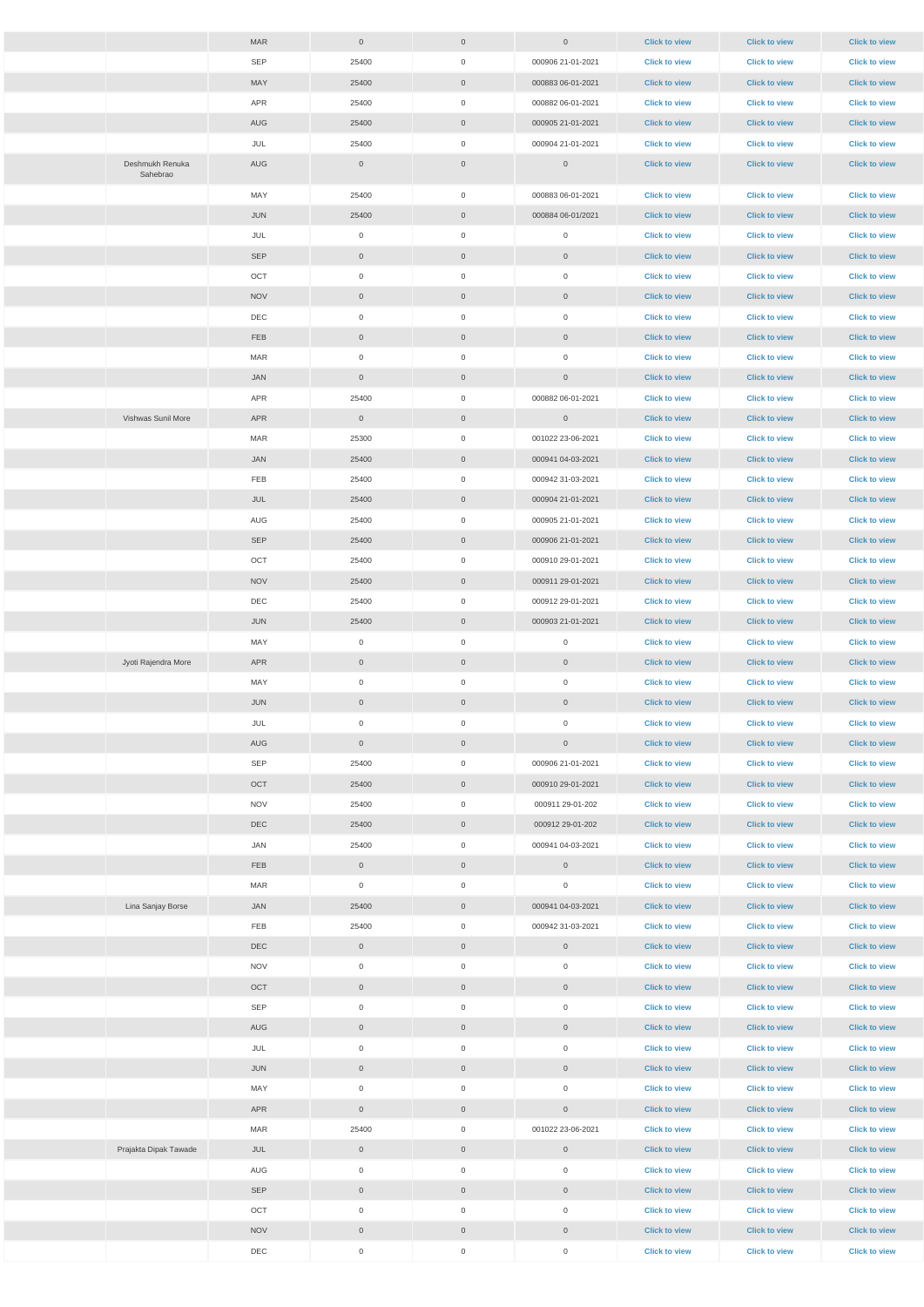| | | | | | | | | |
|---|---|---|---|---|---|---|---|---|
| | | MAR | 0 | 0 | 0 | Click to view | Click to view | Click to view |
| | | SEP | 25400 | 0 | 000906 21-01-2021 | Click to view | Click to view | Click to view |
| | | MAY | 25400 | 0 | 000883 06-01-2021 | Click to view | Click to view | Click to view |
| | | APR | 25400 | 0 | 000882 06-01-2021 | Click to view | Click to view | Click to view |
| | | AUG | 25400 | 0 | 000905 21-01-2021 | Click to view | Click to view | Click to view |
| | | JUL | 25400 | 0 | 000904 21-01-2021 | Click to view | Click to view | Click to view |
| | Deshmukh Renuka Sahebrao | AUG | 0 | 0 | 0 | Click to view | Click to view | Click to view |
| | | MAY | 25400 | 0 | 000883 06-01-2021 | Click to view | Click to view | Click to view |
| | | JUN | 25400 | 0 | 000884 06-01/2021 | Click to view | Click to view | Click to view |
| | | JUL | 0 | 0 | 0 | Click to view | Click to view | Click to view |
| | | SEP | 0 | 0 | 0 | Click to view | Click to view | Click to view |
| | | OCT | 0 | 0 | 0 | Click to view | Click to view | Click to view |
| | | NOV | 0 | 0 | 0 | Click to view | Click to view | Click to view |
| | | DEC | 0 | 0 | 0 | Click to view | Click to view | Click to view |
| | | FEB | 0 | 0 | 0 | Click to view | Click to view | Click to view |
| | | MAR | 0 | 0 | 0 | Click to view | Click to view | Click to view |
| | | JAN | 0 | 0 | 0 | Click to view | Click to view | Click to view |
| | | APR | 25400 | 0 | 000882 06-01-2021 | Click to view | Click to view | Click to view |
| | Vishwas Sunil More | APR | 0 | 0 | 0 | Click to view | Click to view | Click to view |
| | | MAR | 25300 | 0 | 001022 23-06-2021 | Click to view | Click to view | Click to view |
| | | JAN | 25400 | 0 | 000941 04-03-2021 | Click to view | Click to view | Click to view |
| | | FEB | 25400 | 0 | 000942 31-03-2021 | Click to view | Click to view | Click to view |
| | | JUL | 25400 | 0 | 000904 21-01-2021 | Click to view | Click to view | Click to view |
| | | AUG | 25400 | 0 | 000905 21-01-2021 | Click to view | Click to view | Click to view |
| | | SEP | 25400 | 0 | 000906 21-01-2021 | Click to view | Click to view | Click to view |
| | | OCT | 25400 | 0 | 000910 29-01-2021 | Click to view | Click to view | Click to view |
| | | NOV | 25400 | 0 | 000911 29-01-2021 | Click to view | Click to view | Click to view |
| | | DEC | 25400 | 0 | 000912 29-01-2021 | Click to view | Click to view | Click to view |
| | | JUN | 25400 | 0 | 000903 21-01-2021 | Click to view | Click to view | Click to view |
| | | MAY | 0 | 0 | 0 | Click to view | Click to view | Click to view |
| | Jyoti Rajendra More | APR | 0 | 0 | 0 | Click to view | Click to view | Click to view |
| | | MAY | 0 | 0 | 0 | Click to view | Click to view | Click to view |
| | | JUN | 0 | 0 | 0 | Click to view | Click to view | Click to view |
| | | JUL | 0 | 0 | 0 | Click to view | Click to view | Click to view |
| | | AUG | 0 | 0 | 0 | Click to view | Click to view | Click to view |
| | | SEP | 25400 | 0 | 000906 21-01-2021 | Click to view | Click to view | Click to view |
| | | OCT | 25400 | 0 | 000910 29-01-2021 | Click to view | Click to view | Click to view |
| | | NOV | 25400 | 0 | 000911 29-01-202 | Click to view | Click to view | Click to view |
| | | DEC | 25400 | 0 | 000912 29-01-202 | Click to view | Click to view | Click to view |
| | | JAN | 25400 | 0 | 000941 04-03-2021 | Click to view | Click to view | Click to view |
| | | FEB | 0 | 0 | 0 | Click to view | Click to view | Click to view |
| | | MAR | 0 | 0 | 0 | Click to view | Click to view | Click to view |
| | Lina Sanjay Borse | JAN | 25400 | 0 | 000941 04-03-2021 | Click to view | Click to view | Click to view |
| | | FEB | 25400 | 0 | 000942 31-03-2021 | Click to view | Click to view | Click to view |
| | | DEC | 0 | 0 | 0 | Click to view | Click to view | Click to view |
| | | NOV | 0 | 0 | 0 | Click to view | Click to view | Click to view |
| | | OCT | 0 | 0 | 0 | Click to view | Click to view | Click to view |
| | | SEP | 0 | 0 | 0 | Click to view | Click to view | Click to view |
| | | AUG | 0 | 0 | 0 | Click to view | Click to view | Click to view |
| | | JUL | 0 | 0 | 0 | Click to view | Click to view | Click to view |
| | | JUN | 0 | 0 | 0 | Click to view | Click to view | Click to view |
| | | MAY | 0 | 0 | 0 | Click to view | Click to view | Click to view |
| | | APR | 0 | 0 | 0 | Click to view | Click to view | Click to view |
| | | MAR | 25400 | 0 | 001022 23-06-2021 | Click to view | Click to view | Click to view |
| | Prajakta Dipak Tawade | JUL | 0 | 0 | 0 | Click to view | Click to view | Click to view |
| | | AUG | 0 | 0 | 0 | Click to view | Click to view | Click to view |
| | | SEP | 0 | 0 | 0 | Click to view | Click to view | Click to view |
| | | OCT | 0 | 0 | 0 | Click to view | Click to view | Click to view |
| | | NOV | 0 | 0 | 0 | Click to view | Click to view | Click to view |
| | | DEC | 0 | 0 | 0 | Click to view | Click to view | Click to view |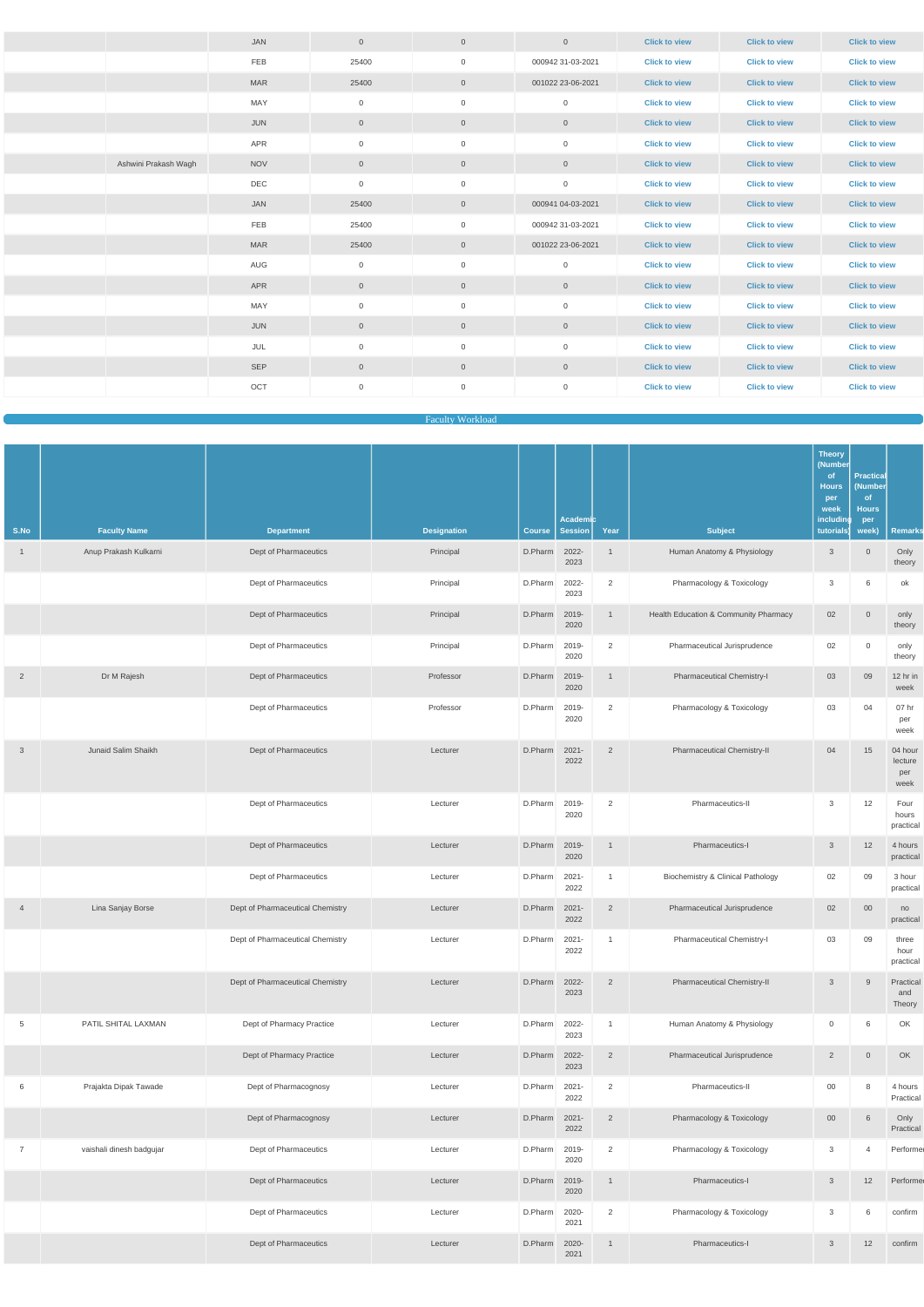| | | | | | | | | |
|---|---|---|---|---|---|---|---|---|
| | | JAN | 0 | 0 | 0 | Click to view | Click to view | Click to view |
| | | FEB | 25400 | 0 | 000942 31-03-2021 | Click to view | Click to view | Click to view |
| | | MAR | 25400 | 0 | 001022 23-06-2021 | Click to view | Click to view | Click to view |
| | | MAY | 0 | 0 | 0 | Click to view | Click to view | Click to view |
| | | JUN | 0 | 0 | 0 | Click to view | Click to view | Click to view |
| | | APR | 0 | 0 | 0 | Click to view | Click to view | Click to view |
| | Ashwini Prakash Wagh | NOV | 0 | 0 | 0 | Click to view | Click to view | Click to view |
| | | DEC | 0 | 0 | 0 | Click to view | Click to view | Click to view |
| | | JAN | 25400 | 0 | 000941 04-03-2021 | Click to view | Click to view | Click to view |
| | | FEB | 25400 | 0 | 000942 31-03-2021 | Click to view | Click to view | Click to view |
| | | MAR | 25400 | 0 | 001022 23-06-2021 | Click to view | Click to view | Click to view |
| | | AUG | 0 | 0 | 0 | Click to view | Click to view | Click to view |
| | | APR | 0 | 0 | 0 | Click to view | Click to view | Click to view |
| | | MAY | 0 | 0 | 0 | Click to view | Click to view | Click to view |
| | | JUN | 0 | 0 | 0 | Click to view | Click to view | Click to view |
| | | JUL | 0 | 0 | 0 | Click to view | Click to view | Click to view |
| | | SEP | 0 | 0 | 0 | Click to view | Click to view | Click to view |
| | | OCT | 0 | 0 | 0 | Click to view | Click to view | Click to view |

## Faculty Workload

| S.No | Faculty Name | Department | Designation | Course | Academic Session | Year | Subject | Theory (Number of Hours per week including tutorials) | Practical (Number of Hours per week) | Remarks |
|---|---|---|---|---|---|---|---|---|---|---|
| 1 | Anup Prakash Kulkarni | Dept of Pharmaceutics | Principal | D.Pharm | 2022-2023 | 1 | Human Anatomy & Physiology | 3 | 0 | Only theory |
| | | Dept of Pharmaceutics | Principal | D.Pharm | 2022-2023 | 2 | Pharmacology & Toxicology | 3 | 6 | ok |
| | | Dept of Pharmaceutics | Principal | D.Pharm | 2019-2020 | 1 | Health Education & Community Pharmacy | 02 | 0 | only theory |
| | | Dept of Pharmaceutics | Principal | D.Pharm | 2019-2020 | 2 | Pharmaceutical Jurisprudence | 02 | 0 | only theory |
| 2 | Dr M Rajesh | Dept of Pharmaceutics | Professor | D.Pharm | 2019-2020 | 1 | Pharmaceutical Chemistry-I | 03 | 09 | 12 hr in week |
| | | Dept of Pharmaceutics | Professor | D.Pharm | 2019-2020 | 2 | Pharmacology & Toxicology | 03 | 04 | 07 hr per week |
| 3 | Junaid Salim Shaikh | Dept of Pharmaceutics | Lecturer | D.Pharm | 2021-2022 | 2 | Pharmaceutical Chemistry-II | 04 | 15 | 04 hour lecture per week |
| | | Dept of Pharmaceutics | Lecturer | D.Pharm | 2019-2020 | 2 | Pharmaceutics-II | 3 | 12 | Four hours practical |
| | | Dept of Pharmaceutics | Lecturer | D.Pharm | 2019-2020 | 1 | Pharmaceutics-I | 3 | 12 | 4 hours practical |
| | | Dept of Pharmaceutics | Lecturer | D.Pharm | 2021-2022 | 1 | Biochemistry & Clinical Pathology | 02 | 09 | 3 hour practical |
| 4 | Lina Sanjay Borse | Dept of Pharmaceutical Chemistry | Lecturer | D.Pharm | 2021-2022 | 2 | Pharmaceutical Jurisprudence | 02 | 00 | no practical |
| | | Dept of Pharmaceutical Chemistry | Lecturer | D.Pharm | 2021-2022 | 1 | Pharmaceutical Chemistry-I | 03 | 09 | three hour practical |
| | | Dept of Pharmaceutical Chemistry | Lecturer | D.Pharm | 2022-2023 | 2 | Pharmaceutical Chemistry-II | 3 | 9 | Practical and Theory |
| 5 | PATIL SHITAL LAXMAN | Dept of Pharmacy Practice | Lecturer | D.Pharm | 2022-2023 | 1 | Human Anatomy & Physiology | 0 | 6 | OK |
| | | Dept of Pharmacy Practice | Lecturer | D.Pharm | 2022-2023 | 2 | Pharmaceutical Jurisprudence | 2 | 0 | OK |
| 6 | Prajakta Dipak Tawade | Dept of Pharmacognosy | Lecturer | D.Pharm | 2021-2022 | 2 | Pharmaceutics-II | 00 | 8 | 4 hours Practical |
| | | Dept of Pharmacognosy | Lecturer | D.Pharm | 2021-2022 | 2 | Pharmacology & Toxicology | 00 | 6 | Only Practical |
| 7 | vaishali dinesh badgujar | Dept of Pharmaceutics | Lecturer | D.Pharm | 2019-2020 | 2 | Pharmacology & Toxicology | 3 | 4 | Performed |
| | | Dept of Pharmaceutics | Lecturer | D.Pharm | 2019-2020 | 1 | Pharmaceutics-I | 3 | 12 | Performed |
| | | Dept of Pharmaceutics | Lecturer | D.Pharm | 2020-2021 | 2 | Pharmacology & Toxicology | 3 | 6 | confirm |
| | | Dept of Pharmaceutics | Lecturer | D.Pharm | 2020-2021 | 1 | Pharmaceutics-I | 3 | 12 | confirm |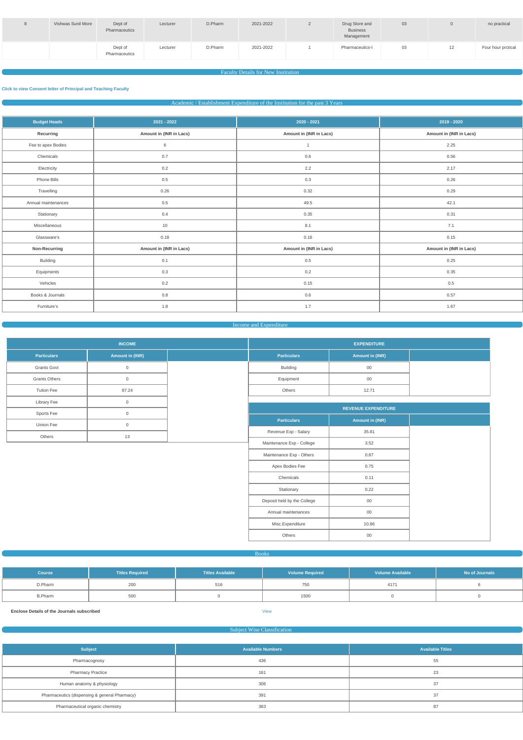| 8 | Vishwas Sunil More | Dept of Pharmaceutics | Lecturer | D.Pharm | 2021-2022 | 2 | Drug Store and Business Management | 03 | 0 | no practical |
|---|---|---|---|---|---|---|---|---|---|---|
| | | Dept of Pharmaceutics | Lecturer | D.Pharm | 2021-2022 | 1 | Pharmaceutics-I | 03 | 12 | Four hour prctical |

## Faculty Details for New Institution

**Click to view Consent letter of Principal and Teaching Faculty**

## Academic / Establishment Expenditure of the Institution for the past 3 Years

| Budget Heads | 2021 - 2022 | 2020 - 2021 | 2019 - 2020 |
|---|---|---|---|
| **Recurring** | **Amount in (INR in Lacs)** | **Amount in (INR in Lacs)** | **Amount in (INR in Lacs)** |
| Fee to apex Bodies | 6 | 1 | 2.25 |
| Chemicals | 0.7 | 0.6 | 0.56 |
| Electricity | 0.2 | 2.2 | 2.17 |
| Phone Bills | 0.5 | 0.3 | 0.26 |
| Travelling | 0.26 | 0.32 | 0.29 |
| Annual maintenances | 0.5 | 49.5 | 42.1 |
| Stationary | 0.4 | 0.35 | 0.31 |
| Miscellaneous | 10 | 8.1 | 7.1 |
| Glassware's | 0.18 | 0.16 | 0.15 |
| **Non-Recurring** | **Amount in (INR in Lacs)** | **Amount in (INR in Lacs)** | **Amount in (INR in Lacs)** |
| Building | 0.1 | 0.5 | 0.25 |
| Equipments | 0.3 | 0.2 | 0.35 |
| Vehicles | 0.2 | 0.15 | 0.5 |
| Books & Journals | 0.8 | 0.6 | 0.57 |
| Furniture's | 1.8 | 1.7 | 1.67 |

## Income and Expenditure

**INCOME**

| Particulars | Amount in (INR) |
|---|---|
| Grants Govt | 0 |
| Grants Others | 0 |
| Tution Fee | 87.24 |
| Library Fee | 0 |
| Sports Fee | 0 |
| Uinion Fee | 0 |
| Others | 13 |

**EXPENDITURE**

| Particulars | Amount in (INR) |
|---|---|
| Building | 00 |
| Equipment | 00 |
| Others | 12.71 |

**REVENUE EXPENDITURE**

| Particulars | Amount in (INR) |
|---|---|
| Revenue Exp - Salary | 35.81 |
| Maintenance Exp - College | 3.52 |
| Maintenance Exp - Others | 0.87 |
| Apex Bodies Fee | 0.75 |
| Chemicals | 0.11 |
| Stationary | 0.22 |
| Deposit held by the College | 00 |
| Annual maintenances | 00 |
| Misc.Expenditure | 10.86 |
| Others | 00 |

## Books

| Course | Titles Required | Titles Available | Volume Required | Volume Available | No of Journals |
|---|---|---|---|---|---|
| D.Pharm | 200 | 516 | 750 | 4171 | 6 |
| B.Pharm | 500 | 0 | 1500 | 0 | 0 |

**Enclose Details of the Journals subscribed** View

## Subject Wise Classification

| Subject | Available Numbers | Available Titles |
|---|---|---|
| Pharmacognosy | 436 | 55 |
| Pharmacy Practice | 161 | 23 |
| Human anatomy & physiology | 306 | 37 |
| Pharmaceutics (dispensing & general Pharmacy) | 391 | 37 |
| Pharmaceutical organic chemistry | 363 | 87 |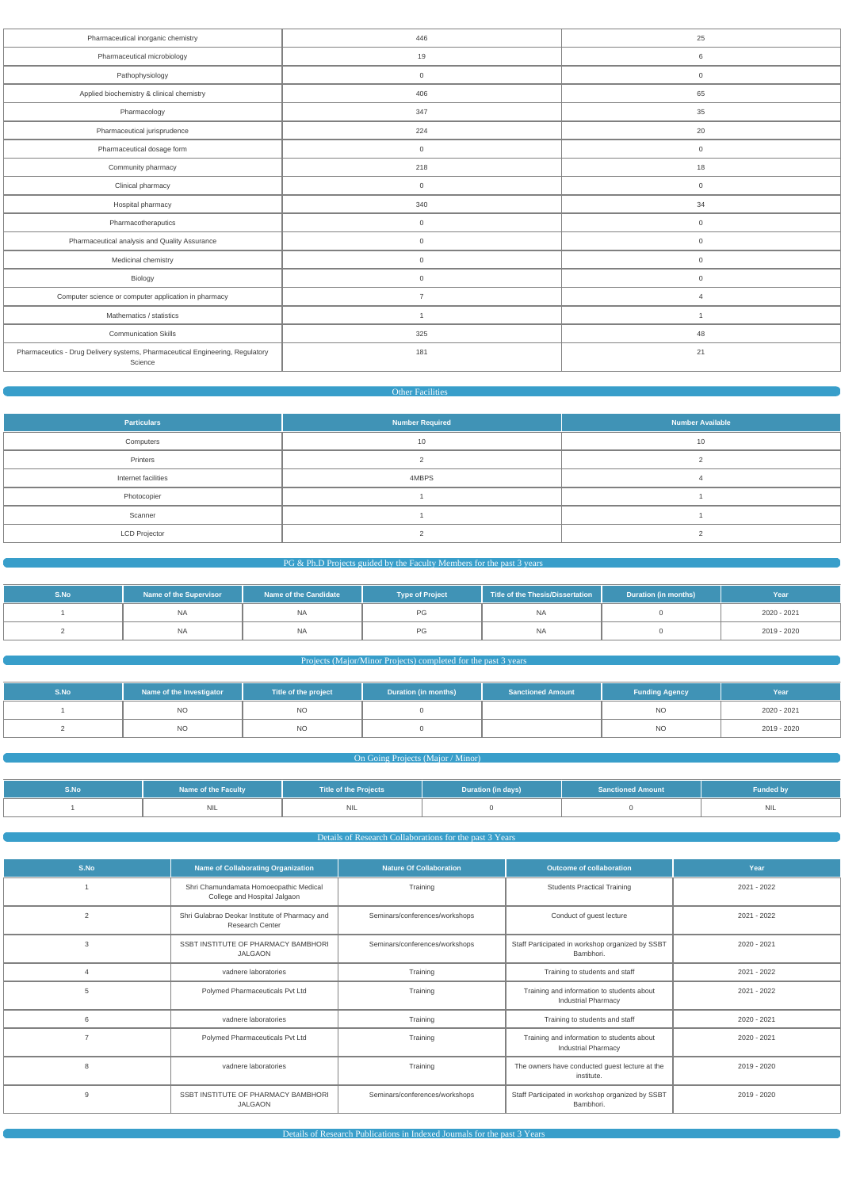| | | |
|---|---|---|
| Pharmaceutical inorganic chemistry | 446 | 25 |
| Pharmaceutical microbiology | 19 | 6 |
| Pathophysiology | 0 | 0 |
| Applied biochemistry & clinical chemistry | 406 | 65 |
| Pharmacology | 347 | 35 |
| Pharmaceutical jurisprudence | 224 | 20 |
| Pharmaceutical dosage form | 0 | 0 |
| Community pharmacy | 218 | 18 |
| Clinical pharmacy | 0 | 0 |
| Hospital pharmacy | 340 | 34 |
| Pharmacotheraputics | 0 | 0 |
| Pharmaceutical analysis and Quality Assurance | 0 | 0 |
| Medicinal chemistry | 0 | 0 |
| Biology | 0 | 0 |
| Computer science or computer application in pharmacy | 7 | 4 |
| Mathematics / statistics | 1 | 1 |
| Communication Skills | 325 | 48 |
| Pharmaceutics - Drug Delivery systems, Pharmaceutical Engineering, Regulatory Science | 181 | 21 |

## Other Facilities

| Particulars | Number Required | Number Available |
|---|---|---|
| Computers | 10 | 10 |
| Printers | 2 | 2 |
| Internet facilities | 4MBPS | 4 |
| Photocopier | 1 | 1 |
| Scanner | 1 | 1 |
| LCD Projector | 2 | 2 |

## PG & Ph.D Projects guided by the Faculty Members for the past 3 years

| S.No | Name of the Supervisor | Name of the Candidate | Type of Project | Title of the Thesis/Dissertation | Duration (in months) | Year |
|---|---|---|---|---|---|---|
| 1 | NA | NA | PG | NA | 0 | 2020 - 2021 |
| 2 | NA | NA | PG | NA | 0 | 2019 - 2020 |

## Projects (Major/Minor Projects) completed for the past 3 years

| S.No | Name of the Investigator | Title of the project | Duration (in months) | Sanctioned Amount | Funding Agency | Year |
|---|---|---|---|---|---|---|
| 1 | NO | NO | 0 | | NO | 2020 - 2021 |
| 2 | NO | NO | 0 | | NO | 2019 - 2020 |

## On Going Projects (Major / Minor)

| S.No | Name of the Faculty | Title of the Projects | Duration (in days) | Sanctioned Amount | Funded by |
|---|---|---|---|---|---|
| 1 | NIL | NIL | 0 | 0 | NIL |

## Details of Research Collaborations for the past 3 Years

| S.No | Name of Collaborating Organization | Nature Of Collaboration | Outcome of collaboration | Year |
|---|---|---|---|---|
| 1 | Shri Chamundamata Homoeopathic Medical College and Hospital Jalgaon | Training | Students Practical Training | 2021 - 2022 |
| 2 | Shri Gulabrao Deokar Institute of Pharmacy and Research Center | Seminars/conferences/workshops | Conduct of guest lecture | 2021 - 2022 |
| 3 | SSBT INSTITUTE OF PHARMACY BAMBHORI JALGAON | Seminars/conferences/workshops | Staff Participated in workshop organized by SSBT Bambhori. | 2020 - 2021 |
| 4 | vadnere laboratories | Training | Training to students and staff | 2021 - 2022 |
| 5 | Polymed Pharmaceuticals Pvt Ltd | Training | Training and information to students about Industrial Pharmacy | 2021 - 2022 |
| 6 | vadnere laboratories | Training | Training to students and staff | 2020 - 2021 |
| 7 | Polymed Pharmaceuticals Pvt Ltd | Training | Training and information to students about Industrial Pharmacy | 2020 - 2021 |
| 8 | vadnere laboratories | Training | The owners have conducted guest lecture at the institute. | 2019 - 2020 |
| 9 | SSBT INSTITUTE OF PHARMACY BAMBHORI JALGAON | Seminars/conferences/workshops | Staff Participated in workshop organized by SSBT Bambhori. | 2019 - 2020 |

## Details of Research Publications in Indexed Journals for the past 3 Years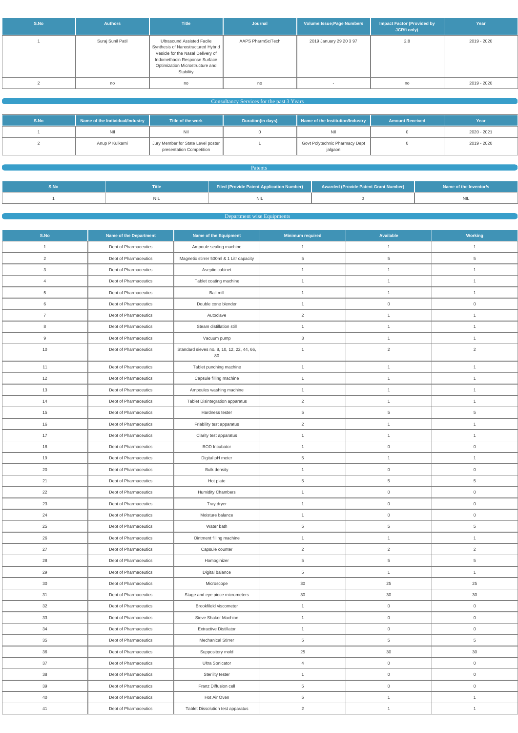| S.No | Authors | Title | Journal | Volume:Issue;Page Numbers | Impact Factor (Provided by JCRfi only) | Year |
|---|---|---|---|---|---|---|
| 1 | Suraj Sunil Patil | Ultrasound Assisted Facile Synthesis of Nanostructured Hybrid Vesicle for the Nasal Delivery of Indomethacin Response Surface Optimization Microstructure and Stability | AAPS PharmSciTech | 2019 January 29 20 3 97 | 2.8 | 2019 - 2020 |
| 2 | no | no | no | - | no | 2019 - 2020 |

## Consultancy Services for the past 3 Years

| S.No | Name of the Individual/Industry | Title of the work | Duration(in days) | Name of the Institution/Industry | Amount Received | Year |
|---|---|---|---|---|---|---|
| 1 | NIl | NIl | 0 | NIl | 0 | 2020 - 2021 |
| 2 | Anup P Kulkarni | Jury Member for State Level poster presentation Competition | 1 | Govt Polytechnic Pharmacy Dept jalgaon | 0 | 2019 - 2020 |

## Patents

| S.No | Title | Filed (Provide Patent Application Number) | Awarded (Provide Patent Grant Number) | Name of the Inventor/s |
|---|---|---|---|---|
| 1 | NIL | NIL | 0 | NIL |

## Department wise Equipments

| S.No | Name of the Department | Name of the Equipment | Minimum required | Available | Working |
|---|---|---|---|---|---|
| 1 | Dept of Pharmaceutics | Ampoule sealing machine | 1 | 1 | 1 |
| 2 | Dept of Pharmaceutics | Magnetic stirrer 500ml & 1 Litr capacity | 5 | 5 | 5 |
| 3 | Dept of Pharmaceutics | Aseptic cabinet | 1 | 1 | 1 |
| 4 | Dept of Pharmaceutics | Tablet coating machine | 1 | 1 | 1 |
| 5 | Dept of Pharmaceutics | Ball mill | 1 | 1 | 1 |
| 6 | Dept of Pharmaceutics | Double cone blender | 1 | 0 | 0 |
| 7 | Dept of Pharmaceutics | Autoclave | 2 | 1 | 1 |
| 8 | Dept of Pharmaceutics | Steam distillation still | 1 | 1 | 1 |
| 9 | Dept of Pharmaceutics | Vacuum pump | 3 | 1 | 1 |
| 10 | Dept of Pharmaceutics | Standard sieves no. 8, 10, 12, 22, 44, 66, 80 | 1 | 2 | 2 |
| 11 | Dept of Pharmaceutics | Tablet punching machine | 1 | 1 | 1 |
| 12 | Dept of Pharmaceutics | Capsule filling machine | 1 | 1 | 1 |
| 13 | Dept of Pharmaceutics | Ampoules washing machine | 1 | 1 | 1 |
| 14 | Dept of Pharmaceutics | Tablet Disintegration apparatus | 2 | 1 | 1 |
| 15 | Dept of Pharmaceutics | Hardness tester | 5 | 5 | 5 |
| 16 | Dept of Pharmaceutics | Friability test apparatus | 2 | 1 | 1 |
| 17 | Dept of Pharmaceutics | Clarity test apparatus | 1 | 1 | 1 |
| 18 | Dept of Pharmaceutics | BOD Incubator | 1 | 0 | 0 |
| 19 | Dept of Pharmaceutics | Digital pH meter | 5 | 1 | 1 |
| 20 | Dept of Pharmaceutics | Bulk density | 1 | 0 | 0 |
| 21 | Dept of Pharmaceutics | Hot plate | 5 | 5 | 5 |
| 22 | Dept of Pharmaceutics | Humidity Chambers | 1 | 0 | 0 |
| 23 | Dept of Pharmaceutics | Tray dryer | 1 | 0 | 0 |
| 24 | Dept of Pharmaceutics | Moisture balance | 1 | 0 | 0 |
| 25 | Dept of Pharmaceutics | Water bath | 5 | 5 | 5 |
| 26 | Dept of Pharmaceutics | Ointment filling machine | 1 | 1 | 1 |
| 27 | Dept of Pharmaceutics | Capsule counter | 2 | 2 | 2 |
| 28 | Dept of Pharmaceutics | Homoginizer | 5 | 5 | 5 |
| 29 | Dept of Pharmaceutics | Digital balance | 5 | 1 | 1 |
| 30 | Dept of Pharmaceutics | Microscope | 30 | 25 | 25 |
| 31 | Dept of Pharmaceutics | Stage and eye piece micrometers | 30 | 30 | 30 |
| 32 | Dept of Pharmaceutics | Brookfield viscometer | 1 | 0 | 0 |
| 33 | Dept of Pharmaceutics | Sieve Shaker Machine | 1 | 0 | 0 |
| 34 | Dept of Pharmaceutics | Extractive Distillator | 1 | 0 | 0 |
| 35 | Dept of Pharmaceutics | Mechanical Stirrer | 5 | 5 | 5 |
| 36 | Dept of Pharmaceutics | Suppository mold | 25 | 30 | 30 |
| 37 | Dept of Pharmaceutics | Ultra Sonicator | 4 | 0 | 0 |
| 38 | Dept of Pharmaceutics | Sterility tester | 1 | 0 | 0 |
| 39 | Dept of Pharmaceutics | Franz Diffusion cell | 5 | 0 | 0 |
| 40 | Dept of Pharmaceutics | Hot Air Oven | 5 | 1 | 1 |
| 41 | Dept of Pharmaceutics | Tablet Dissolution test apparatus | 2 | 1 | 1 |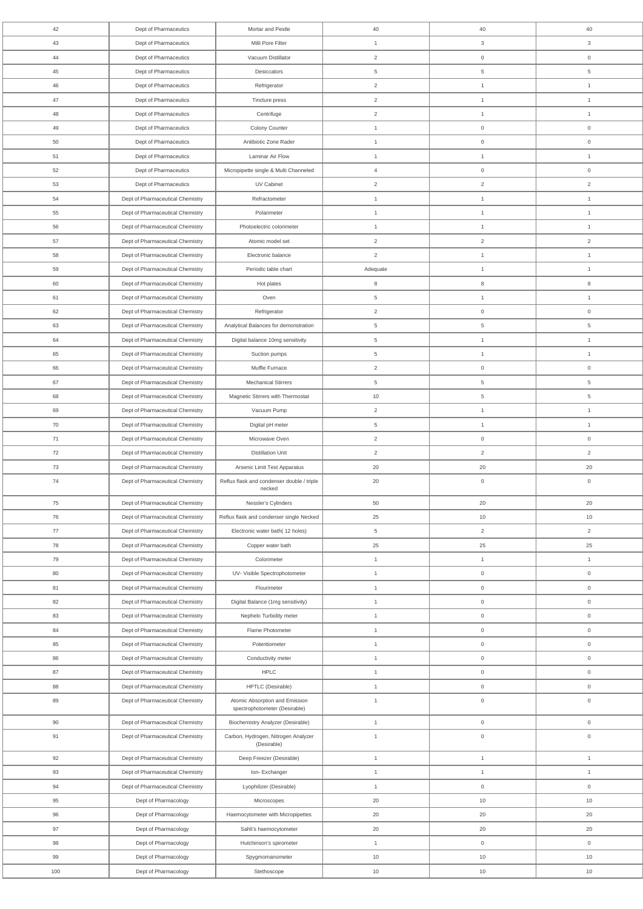| 42 | Dept of Pharmaceutics | Mortar and Pestle | 40 | 40 | 40 |
|---|---|---|---|---|---|
| 43 | Dept of Pharmaceutics | Milli Pore Filter | 1 | 3 | 3 |
| 44 | Dept of Pharmaceutics | Vacuum Distillator | 2 | 0 | 0 |
| 45 | Dept of Pharmaceutics | Desiccators | 5 | 5 | 5 |
| 46 | Dept of Pharmaceutics | Refrigerator | 2 | 1 | 1 |
| 47 | Dept of Pharmaceutics | Tincture press | 2 | 1 | 1 |
| 48 | Dept of Pharmaceutics | Centrifuge | 2 | 1 | 1 |
| 49 | Dept of Pharmaceutics | Colony Counter | 1 | 0 | 0 |
| 50 | Dept of Pharmaceutics | Antibiotic Zone Rader | 1 | 0 | 0 |
| 51 | Dept of Pharmaceutics | Laminar Air Flow | 1 | 1 | 1 |
| 52 | Dept of Pharmaceutics | Micropipette single & Multi Channeled | 4 | 0 | 0 |
| 53 | Dept of Pharmaceutics | UV Cabinet | 2 | 2 | 2 |
| 54 | Dept of Pharmaceutical Chemistry | Refractometer | 1 | 1 | 1 |
| 55 | Dept of Pharmaceutical Chemistry | Polarimeter | 1 | 1 | 1 |
| 56 | Dept of Pharmaceutical Chemistry | Photoelectric colorimeter | 1 | 1 | 1 |
| 57 | Dept of Pharmaceutical Chemistry | Atomic model set | 2 | 2 | 2 |
| 58 | Dept of Pharmaceutical Chemistry | Electronic balance | 2 | 1 | 1 |
| 59 | Dept of Pharmaceutical Chemistry | Periodic table chart | Adequate | 1 | 1 |
| 60 | Dept of Pharmaceutical Chemistry | Hot plates | 8 | 8 | 8 |
| 61 | Dept of Pharmaceutical Chemistry | Oven | 5 | 1 | 1 |
| 62 | Dept of Pharmaceutical Chemistry | Refrigerator | 2 | 0 | 0 |
| 63 | Dept of Pharmaceutical Chemistry | Analytical Balances for demonstration | 5 | 5 | 5 |
| 64 | Dept of Pharmaceutical Chemistry | Digital balance 10mg sensitivity | 5 | 1 | 1 |
| 65 | Dept of Pharmaceutical Chemistry | Suction pumps | 5 | 1 | 1 |
| 66 | Dept of Pharmaceutical Chemistry | Muffle Furnace | 2 | 0 | 0 |
| 67 | Dept of Pharmaceutical Chemistry | Mechanical Stirrers | 5 | 5 | 5 |
| 68 | Dept of Pharmaceutical Chemistry | Magnetic Stirrers with Thermostat | 10 | 5 | 5 |
| 69 | Dept of Pharmaceutical Chemistry | Vacuum Pump | 2 | 1 | 1 |
| 70 | Dept of Pharmaceutical Chemistry | Digital pH meter | 5 | 1 | 1 |
| 71 | Dept of Pharmaceutical Chemistry | Microwave Oven | 2 | 0 | 0 |
| 72 | Dept of Pharmaceutical Chemistry | Distillation Unit | 2 | 2 | 2 |
| 73 | Dept of Pharmaceutical Chemistry | Arsenic Limit Test Apparatus | 20 | 20 | 20 |
| 74 | Dept of Pharmaceutical Chemistry | Reflux flask and condenser double / triple necked | 20 | 0 | 0 |
| 75 | Dept of Pharmaceutical Chemistry | Nessler's Cylinders | 50 | 20 | 20 |
| 76 | Dept of Pharmaceutical Chemistry | Reflux flask and condenser single Necked | 25 | 10 | 10 |
| 77 | Dept of Pharmaceutical Chemistry | Electronic water bath( 12 holes) | 5 | 2 | 2 |
| 78 | Dept of Pharmaceutical Chemistry | Copper water bath | 25 | 25 | 25 |
| 79 | Dept of Pharmaceutical Chemistry | Colorimeter | 1 | 1 | 1 |
| 80 | Dept of Pharmaceutical Chemistry | UV- Visible Spectrophotometer | 1 | 0 | 0 |
| 81 | Dept of Pharmaceutical Chemistry | Flourimeter | 1 | 0 | 0 |
| 82 | Dept of Pharmaceutical Chemistry | Digital Balance (1mg sensitivity) | 1 | 0 | 0 |
| 83 | Dept of Pharmaceutical Chemistry | Nephelo Turbidity meter | 1 | 0 | 0 |
| 84 | Dept of Pharmaceutical Chemistry | Flame Photometer | 1 | 0 | 0 |
| 85 | Dept of Pharmaceutical Chemistry | Potentiometer | 1 | 0 | 0 |
| 86 | Dept of Pharmaceutical Chemistry | Conductivity meter | 1 | 0 | 0 |
| 87 | Dept of Pharmaceutical Chemistry | HPLC | 1 | 0 | 0 |
| 88 | Dept of Pharmaceutical Chemistry | HPTLC (Desirable) | 1 | 0 | 0 |
| 89 | Dept of Pharmaceutical Chemistry | Atomic Absorption and Emission spectrophotometer (Desirable) | 1 | 0 | 0 |
| 90 | Dept of Pharmaceutical Chemistry | Biochemistry Analyzer (Desirable) | 1 | 0 | 0 |
| 91 | Dept of Pharmaceutical Chemistry | Carbon, Hydrogen, Nitrogen Analyzer (Desirable) | 1 | 0 | 0 |
| 92 | Dept of Pharmaceutical Chemistry | Deep Freezer (Desirable) | 1 | 1 | 1 |
| 93 | Dept of Pharmaceutical Chemistry | Ion- Exchanger | 1 | 1 | 1 |
| 94 | Dept of Pharmaceutical Chemistry | Lyophilizer (Desirable) | 1 | 0 | 0 |
| 95 | Dept of Pharmacology | Microscopes | 20 | 10 | 10 |
| 96 | Dept of Pharmacology | Haemocytometer with Micropipettes | 20 | 20 | 20 |
| 97 | Dept of Pharmacology | Sahli's haemocytometer | 20 | 20 | 20 |
| 98 | Dept of Pharmacology | Hutchinson's spirometer | 1 | 0 | 0 |
| 99 | Dept of Pharmacology | Spygmomanometer | 10 | 10 | 10 |
| 100 | Dept of Pharmacology | Stethoscope | 10 | 10 | 10 |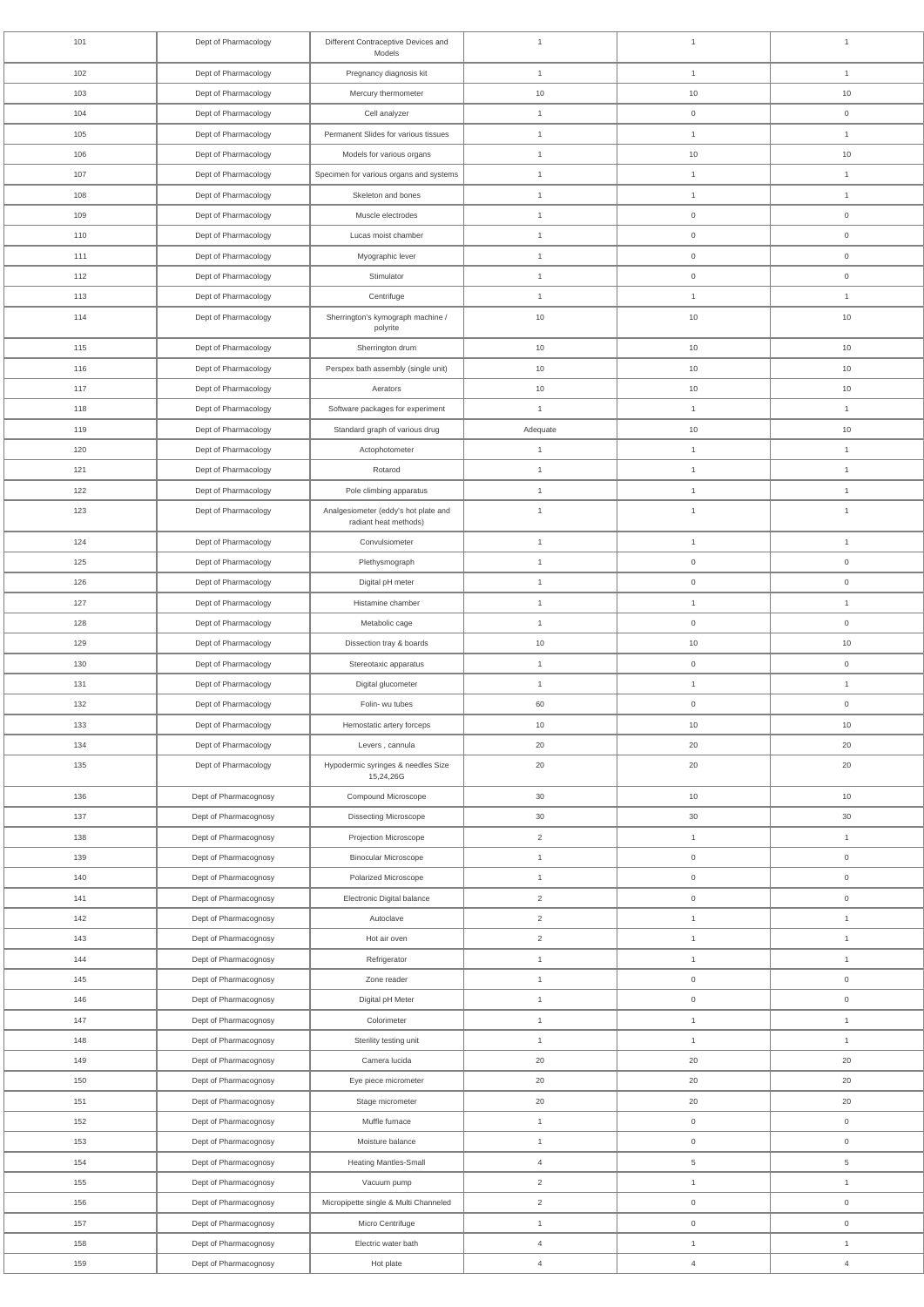| | | | | | |
|---|---|---|---|---|---|
| 101 | Dept of Pharmacology | Different Contraceptive Devices and Models | 1 | 1 | 1 |
| 102 | Dept of Pharmacology | Pregnancy diagnosis kit | 1 | 1 | 1 |
| 103 | Dept of Pharmacology | Mercury thermometer | 10 | 10 | 10 |
| 104 | Dept of Pharmacology | Cell analyzer | 1 | 0 | 0 |
| 105 | Dept of Pharmacology | Permanent Slides for various tissues | 1 | 1 | 1 |
| 106 | Dept of Pharmacology | Models for various organs | 1 | 10 | 10 |
| 107 | Dept of Pharmacology | Specimen for various organs and systems | 1 | 1 | 1 |
| 108 | Dept of Pharmacology | Skeleton and bones | 1 | 1 | 1 |
| 109 | Dept of Pharmacology | Muscle electrodes | 1 | 0 | 0 |
| 110 | Dept of Pharmacology | Lucas moist chamber | 1 | 0 | 0 |
| 111 | Dept of Pharmacology | Myographic lever | 1 | 0 | 0 |
| 112 | Dept of Pharmacology | Stimulator | 1 | 0 | 0 |
| 113 | Dept of Pharmacology | Centrifuge | 1 | 1 | 1 |
| 114 | Dept of Pharmacology | Sherrington's kymograph machine / polyrite | 10 | 10 | 10 |
| 115 | Dept of Pharmacology | Sherrington drum | 10 | 10 | 10 |
| 116 | Dept of Pharmacology | Perspex bath assembly (single unit) | 10 | 10 | 10 |
| 117 | Dept of Pharmacology | Aerators | 10 | 10 | 10 |
| 118 | Dept of Pharmacology | Software packages for experiment | 1 | 1 | 1 |
| 119 | Dept of Pharmacology | Standard graph of various drug | Adequate | 10 | 10 |
| 120 | Dept of Pharmacology | Actophotometer | 1 | 1 | 1 |
| 121 | Dept of Pharmacology | Rotarod | 1 | 1 | 1 |
| 122 | Dept of Pharmacology | Pole climbing apparatus | 1 | 1 | 1 |
| 123 | Dept of Pharmacology | Analgesiometer (eddy's hot plate and radiant heat methods) | 1 | 1 | 1 |
| 124 | Dept of Pharmacology | Convulsiometer | 1 | 1 | 1 |
| 125 | Dept of Pharmacology | Plethysmograph | 1 | 0 | 0 |
| 126 | Dept of Pharmacology | Digital pH meter | 1 | 0 | 0 |
| 127 | Dept of Pharmacology | Histamine chamber | 1 | 1 | 1 |
| 128 | Dept of Pharmacology | Metabolic cage | 1 | 0 | 0 |
| 129 | Dept of Pharmacology | Dissection tray & boards | 10 | 10 | 10 |
| 130 | Dept of Pharmacology | Stereotaxic apparatus | 1 | 0 | 0 |
| 131 | Dept of Pharmacology | Digital glucometer | 1 | 1 | 1 |
| 132 | Dept of Pharmacology | Folin- wu tubes | 60 | 0 | 0 |
| 133 | Dept of Pharmacology | Hemostatic artery forceps | 10 | 10 | 10 |
| 134 | Dept of Pharmacology | Levers , cannula | 20 | 20 | 20 |
| 135 | Dept of Pharmacology | Hypodermic syringes & needles Size 15,24,26G | 20 | 20 | 20 |
| 136 | Dept of Pharmacognosy | Compound Microscope | 30 | 10 | 10 |
| 137 | Dept of Pharmacognosy | Dissecting Microscope | 30 | 30 | 30 |
| 138 | Dept of Pharmacognosy | Projection Microscope | 2 | 1 | 1 |
| 139 | Dept of Pharmacognosy | Binocular Microscope | 1 | 0 | 0 |
| 140 | Dept of Pharmacognosy | Polarized Microscope | 1 | 0 | 0 |
| 141 | Dept of Pharmacognosy | Electronic Digital balance | 2 | 0 | 0 |
| 142 | Dept of Pharmacognosy | Autoclave | 2 | 1 | 1 |
| 143 | Dept of Pharmacognosy | Hot air oven | 2 | 1 | 1 |
| 144 | Dept of Pharmacognosy | Refrigerator | 1 | 1 | 1 |
| 145 | Dept of Pharmacognosy | Zone reader | 1 | 0 | 0 |
| 146 | Dept of Pharmacognosy | Digital pH Meter | 1 | 0 | 0 |
| 147 | Dept of Pharmacognosy | Colorimeter | 1 | 1 | 1 |
| 148 | Dept of Pharmacognosy | Sterility testing unit | 1 | 1 | 1 |
| 149 | Dept of Pharmacognosy | Camera lucida | 20 | 20 | 20 |
| 150 | Dept of Pharmacognosy | Eye piece micrometer | 20 | 20 | 20 |
| 151 | Dept of Pharmacognosy | Stage micrometer | 20 | 20 | 20 |
| 152 | Dept of Pharmacognosy | Muffle furnace | 1 | 0 | 0 |
| 153 | Dept of Pharmacognosy | Moisture balance | 1 | 0 | 0 |
| 154 | Dept of Pharmacognosy | Heating Mantles-Small | 4 | 5 | 5 |
| 155 | Dept of Pharmacognosy | Vacuum pump | 2 | 1 | 1 |
| 156 | Dept of Pharmacognosy | Micropipette single & Multi Channeled | 2 | 0 | 0 |
| 157 | Dept of Pharmacognosy | Micro Centrifuge | 1 | 0 | 0 |
| 158 | Dept of Pharmacognosy | Electric water bath | 4 | 1 | 1 |
| 159 | Dept of Pharmacognosy | Hot plate | 4 | 4 | 4 |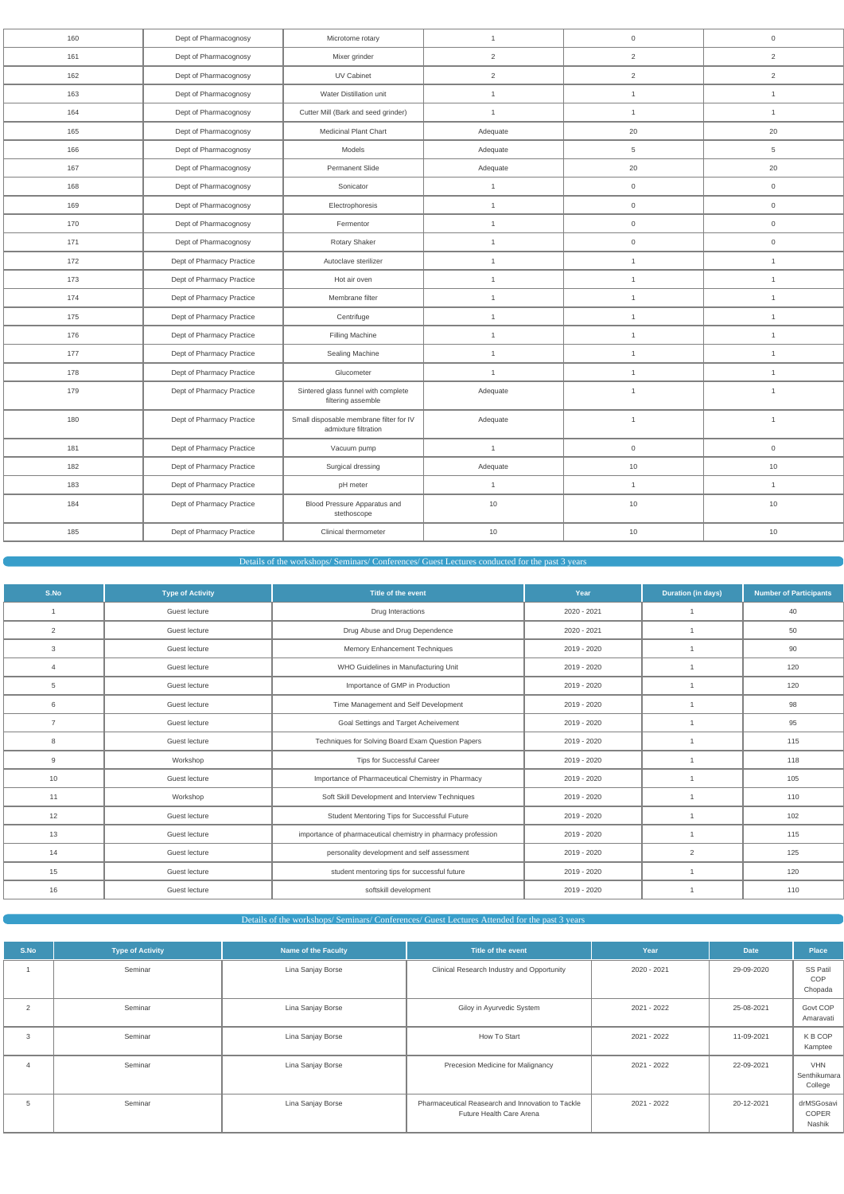| 160 | Dept of Pharmacognosy | Microtome rotary | 1 | 0 | 0 |
|---|---|---|---|---|---|
| 161 | Dept of Pharmacognosy | Mixer grinder | 2 | 2 | 2 |
| 162 | Dept of Pharmacognosy | UV Cabinet | 2 | 2 | 2 |
| 163 | Dept of Pharmacognosy | Water Distillation unit | 1 | 1 | 1 |
| 164 | Dept of Pharmacognosy | Cutter Mill (Bark and seed grinder) | 1 | 1 | 1 |
| 165 | Dept of Pharmacognosy | Medicinal Plant Chart | Adequate | 20 | 20 |
| 166 | Dept of Pharmacognosy | Models | Adequate | 5 | 5 |
| 167 | Dept of Pharmacognosy | Permanent Slide | Adequate | 20 | 20 |
| 168 | Dept of Pharmacognosy | Sonicator | 1 | 0 | 0 |
| 169 | Dept of Pharmacognosy | Electrophoresis | 1 | 0 | 0 |
| 170 | Dept of Pharmacognosy | Fermentor | 1 | 0 | 0 |
| 171 | Dept of Pharmacognosy | Rotary Shaker | 1 | 0 | 0 |
| 172 | Dept of Pharmacy Practice | Autoclave sterilizer | 1 | 1 | 1 |
| 173 | Dept of Pharmacy Practice | Hot air oven | 1 | 1 | 1 |
| 174 | Dept of Pharmacy Practice | Membrane filter | 1 | 1 | 1 |
| 175 | Dept of Pharmacy Practice | Centrifuge | 1 | 1 | 1 |
| 176 | Dept of Pharmacy Practice | Filling Machine | 1 | 1 | 1 |
| 177 | Dept of Pharmacy Practice | Sealing Machine | 1 | 1 | 1 |
| 178 | Dept of Pharmacy Practice | Glucometer | 1 | 1 | 1 |
| 179 | Dept of Pharmacy Practice | Sintered glass funnel with complete filtering assemble | Adequate | 1 | 1 |
| 180 | Dept of Pharmacy Practice | Small disposable membrane filter for IV admixture filtration | Adequate | 1 | 1 |
| 181 | Dept of Pharmacy Practice | Vacuum pump | 1 | 0 | 0 |
| 182 | Dept of Pharmacy Practice | Surgical dressing | Adequate | 10 | 10 |
| 183 | Dept of Pharmacy Practice | pH meter | 1 | 1 | 1 |
| 184 | Dept of Pharmacy Practice | Blood Pressure Apparatus and stethoscope | 10 | 10 | 10 |
| 185 | Dept of Pharmacy Practice | Clinical thermometer | 10 | 10 | 10 |

## Details of the workshops/ Seminars/ Conferences/ Guest Lectures conducted for the past 3 years

| S.No | Type of Activity | Title of the event | Year | Duration (in days) | Number of Participants |
|---|---|---|---|---|---|
| 1 | Guest lecture | Drug Interactions | 2020 - 2021 | 1 | 40 |
| 2 | Guest lecture | Drug Abuse and Drug Dependence | 2020 - 2021 | 1 | 50 |
| 3 | Guest lecture | Memory Enhancement Techniques | 2019 - 2020 | 1 | 90 |
| 4 | Guest lecture | WHO Guidelines in Manufacturing Unit | 2019 - 2020 | 1 | 120 |
| 5 | Guest lecture | Importance of GMP in Production | 2019 - 2020 | 1 | 120 |
| 6 | Guest lecture | Time Management and Self Development | 2019 - 2020 | 1 | 98 |
| 7 | Guest lecture | Goal Settings and Target Acheivement | 2019 - 2020 | 1 | 95 |
| 8 | Guest lecture | Techniques for Solving Board Exam Question Papers | 2019 - 2020 | 1 | 115 |
| 9 | Workshop | Tips for Successful Career | 2019 - 2020 | 1 | 118 |
| 10 | Guest lecture | Importance of Pharmaceutical Chemistry in Pharmacy | 2019 - 2020 | 1 | 105 |
| 11 | Workshop | Soft Skill Development and Interview Techniques | 2019 - 2020 | 1 | 110 |
| 12 | Guest lecture | Student Mentoring Tips for Successful Future | 2019 - 2020 | 1 | 102 |
| 13 | Guest lecture | importance of pharmaceutical chemistry in pharmacy profession | 2019 - 2020 | 1 | 115 |
| 14 | Guest lecture | personality development and self assessment | 2019 - 2020 | 2 | 125 |
| 15 | Guest lecture | student mentoring tips for successful future | 2019 - 2020 | 1 | 120 |
| 16 | Guest lecture | softskill development | 2019 - 2020 | 1 | 110 |

## Details of the workshops/ Seminars/ Conferences/ Guest Lectures Attended for the past 3 years

| S.No | Type of Activity | Name of the Faculty | Title of the event | Year | Date | Place |
|---|---|---|---|---|---|---|
| 1 | Seminar | Lina Sanjay Borse | Clinical Research Industry and Opportunity | 2020 - 2021 | 29-09-2020 | SS Patil COP Chopada |
| 2 | Seminar | Lina Sanjay Borse | Giloy in Ayurvedic System | 2021 - 2022 | 25-08-2021 | Govt COP Amaravati |
| 3 | Seminar | Lina Sanjay Borse | How To Start | 2021 - 2022 | 11-09-2021 | K B COP Kamptee |
| 4 | Seminar | Lina Sanjay Borse | Precesion Medicine for Malignancy | 2021 - 2022 | 22-09-2021 | VHN Senthikumara College |
| 5 | Seminar | Lina Sanjay Borse | Pharmaceutical Reasearch and Innovation to Tackle Future Health Care Arena | 2021 - 2022 | 20-12-2021 | drMSGosavi COPER Nashik |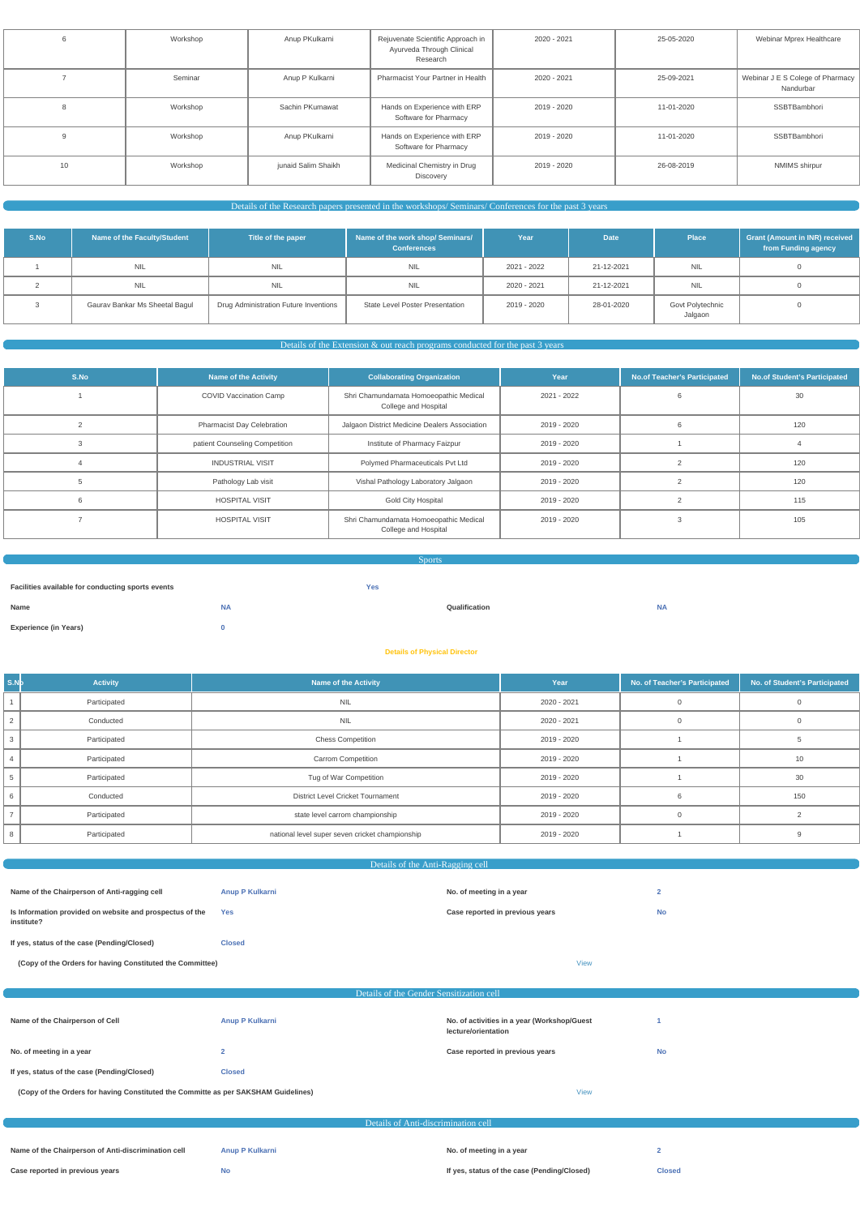| 6 | Workshop | Anup PKulkarni | Rejuvenate Scientific Approach in Ayurveda Through Clinical Research | 2020 - 2021 | 25-05-2020 | Webinar Mprex Healthcare |
|---|---|---|---|---|---|---|
| 7 | Seminar | Anup P Kulkarni | Pharmacist Your Partner in Health | 2020 - 2021 | 25-09-2021 | Webinar J E S Colege of Pharmacy Nandurbar |
| 8 | Workshop | Sachin PKumawat | Hands on Experience with ERP Software for Pharmacy | 2019 - 2020 | 11-01-2020 | SSBTBambhori |
| 9 | Workshop | Anup PKulkarni | Hands on Experience with ERP Software for Pharmacy | 2019 - 2020 | 11-01-2020 | SSBTBambhori |
| 10 | Workshop | junaid Salim Shaikh | Medicinal Chemistry in Drug Discovery | 2019 - 2020 | 26-08-2019 | NMIMS shirpur |

## Details of the Research papers presented in the workshops/ Seminars/ Conferences for the past 3 years

| S.No | Name of the Faculty/Student | Title of the paper | Name of the work shop/ Seminars/ Conferences | Year | Date | Place | Grant (Amount in INR) received from Funding agency |
|---|---|---|---|---|---|---|---|
| 1 | NIL | NIL | NIL | 2021 - 2022 | 21-12-2021 | NIL | 0 |
| 2 | NIL | NIL | NIL | 2020 - 2021 | 21-12-2021 | NIL | 0 |
| 3 | Gaurav Bankar Ms Sheetal Bagul | Drug Administration Future Inventions | State Level Poster Presentation | 2019 - 2020 | 28-01-2020 | Govt Polytechnic Jalgaon | 0 |

## Details of the Extension & out reach programs conducted for the past 3 years

| S.No | Name of the Activity | Collaborating Organization | Year | No.of Teacher's Participated | No.of Student's Participated |
|---|---|---|---|---|---|
| 1 | COVID Vaccination Camp | Shri Chamundamata Homoeopathic Medical College and Hospital | 2021 - 2022 | 6 | 30 |
| 2 | Pharmacist Day Celebration | Jalgaon District Medicine Dealers Association | 2019 - 2020 | 6 | 120 |
| 3 | patient Counseling Competition | Institute of Pharmacy Faizpur | 2019 - 2020 | 1 | 4 |
| 4 | INDUSTRIAL VISIT | Polymed Pharmaceuticals Pvt Ltd | 2019 - 2020 | 2 | 120 |
| 5 | Pathology Lab visit | Vishal Pathology Laboratory Jalgaon | 2019 - 2020 | 2 | 120 |
| 6 | HOSPITAL VISIT | Gold City Hospital | 2019 - 2020 | 2 | 115 |
| 7 | HOSPITAL VISIT | Shri Chamundamata Homoeopathic Medical College and Hospital | 2019 - 2020 | 3 | 105 |

## Sports

**Facilities available for conducting sports events** Yes

**Name** NA **Qualification** NA

**Experience (in Years)** 0

**Details of Physical Director**

| S.No | Activity | Name of the Activity | Year | No. of Teacher's Participated | No. of Student's Participated |
|---|---|---|---|---|---|
| 1 | Participated | NIL | 2020 - 2021 | 0 | 0 |
| 2 | Conducted | NIL | 2020 - 2021 | 0 | 0 |
| 3 | Participated | Chess Competition | 2019 - 2020 | 1 | 5 |
| 4 | Participated | Carrom Competition | 2019 - 2020 | 1 | 10 |
| 5 | Participated | Tug of War Competition | 2019 - 2020 | 1 | 30 |
| 6 | Conducted | District Level Cricket Tournament | 2019 - 2020 | 6 | 150 |
| 7 | Participated | state level carrom championship | 2019 - 2020 | 0 | 2 |
| 8 | Participated | national level super seven cricket championship | 2019 - 2020 | 1 | 9 |

## Details of the Anti-Ragging cell

**Name of the Chairperson of Anti-ragging cell** Anup P Kulkarni

**No. of meeting in a year** 2

**Is Information provided on website and prospectus of the institute?** Yes

**Case reported in previous years** No

**If yes, status of the case (Pending/Closed)** Closed

**(Copy of the Orders for having Constituted the Committee)** View

## Details of the Gender Sensitization cell

**Name of the Chairperson of Cell** Anup P Kulkarni

**No. of activities in a year (Workshop/Guest lecture/orientation** 1

**No. of meeting in a year** 2

**Case reported in previous years** No

**If yes, status of the case (Pending/Closed)** Closed

**(Copy of the Orders for having Constituted the Committe as per SAKSHAM Guidelines)** View

## Details of Anti-discrimination cell

**Name of the Chairperson of Anti-discrimination cell** Anup P Kulkarni

**No. of meeting in a year** 2

**Case reported in previous years** No

**If yes, status of the case (Pending/Closed)** Closed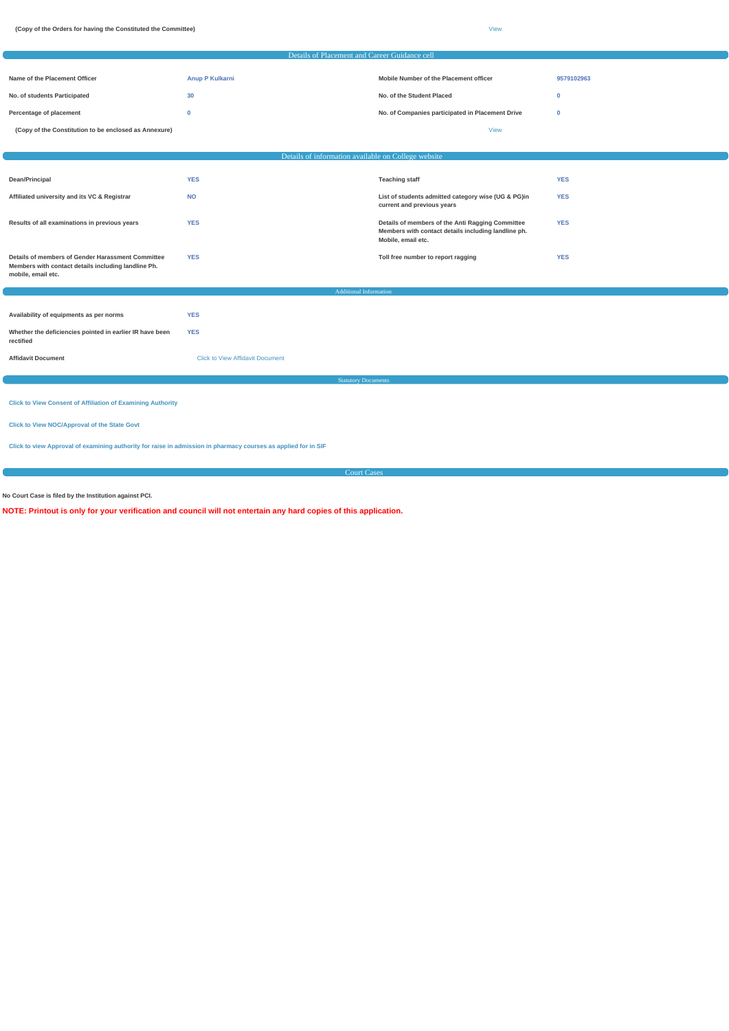(Copy of the Orders for having the Constituted the Committee) View

## Details of Placement and Career Guidance cell

| | | | |
|---|---|---|---|
| Name of the Placement Officer | Anup P Kulkarni | Mobile Number of the Placement officer | 9579102963 |
| No. of students Participated | 30 | No. of the Student Placed | 0 |
| Percentage of placement | 0 | No. of Companies participated in Placement Drive | 0 |

(Copy of the Constitution to be enclosed as Annexure) View

## Details of information available on College website

| | | | |
|---|---|---|---|
| Dean/Principal | YES | Teaching staff | YES |
| Affiliated university and its VC & Registrar | NO | List of students admitted category wise (UG & PG)in current and previous years | YES |
| Results of all examinations in previous years | YES | Details of members of the Anti Ragging Committee Members with contact details including landline ph. Mobile, email etc. | YES |
| Details of members of Gender Harassment Committee Members with contact details including landline Ph. mobile, email etc. | YES | Toll free number to report ragging | YES |

## Additional Information

| | |
|---|---|
| Availability of equipments as per norms | YES |
| Whether the deficiencies pointed in earlier IR have been rectified | YES |
| Affidavit Document | Click to View Affidavit Document |

## Statutory Documents

Click to View Consent of Affiliation of Examining Authority

Click to View NOC/Approval of the State Govt

Click to view Approval of examining authority for raise in admission in pharmacy courses as applied for in SIF

## Court Cases

No Court Case is filed by the Institution against PCI.

**NOTE: Printout is only for your verification and council will not entertain any hard copies of this application.**